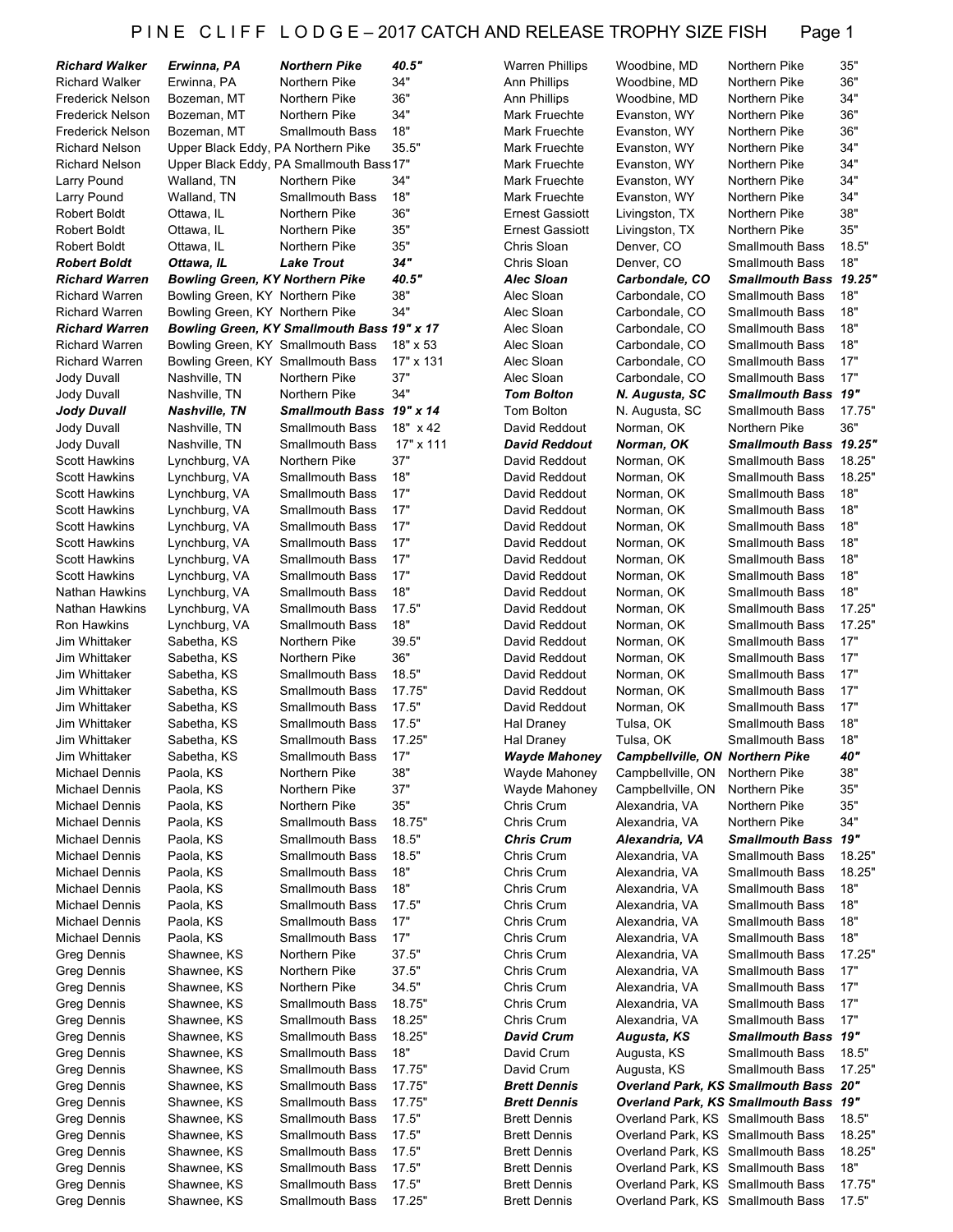# PINE CLIFF LODGE – 2017 CATCH AND RELEASE TROPHY SIZE FISH

| | | | |
|---|---|---|---|
| ***Richard Walker*** | ***Erwinna, PA*** | ***Northern Pike*** | ***40.5"*** |
| Richard Walker | Erwinna, PA | Northern Pike | 34" |
| Frederick Nelson | Bozeman, MT | Northern Pike | 36" |
| Frederick Nelson | Bozeman, MT | Northern Pike | 34" |
| Frederick Nelson | Bozeman, MT | Smallmouth Bass | 18" |
| Richard Nelson | Upper Black Eddy, PA | Northern Pike | 35.5" |
| Richard Nelson | Upper Black Eddy, PA | Smallmouth Bass | 17" |
| Larry Pound | Walland, TN | Northern Pike | 34" |
| Larry Pound | Walland, TN | Smallmouth Bass | 18" |
| Robert Boldt | Ottawa, IL | Northern Pike | 36" |
| Robert Boldt | Ottawa, IL | Northern Pike | 35" |
| Robert Boldt | Ottawa, IL | Northern Pike | 35" |
| ***Robert Boldt*** | ***Ottawa, IL*** | ***Lake Trout*** | ***34"*** |
| ***Richard Warren*** | ***Bowling Green, KY*** | ***Northern Pike*** | ***40.5"*** |
| Richard Warren | Bowling Green, KY | Northern Pike | 38" |
| Richard Warren | Bowling Green, KY | Northern Pike | 34" |
| ***Richard Warren*** | ***Bowling Green, KY*** | ***Smallmouth Bass*** | ***19" x 17*** |
| Richard Warren | Bowling Green, KY | Smallmouth Bass | 18" x 53 |
| Richard Warren | Bowling Green, KY | Smallmouth Bass | 17" x 131 |
| Jody Duvall | Nashville, TN | Northern Pike | 37" |
| Jody Duvall | Nashville, TN | Northern Pike | 34" |
| ***Jody Duvall*** | ***Nashville, TN*** | ***Smallmouth Bass*** | ***19" x 14*** |
| Jody Duvall | Nashville, TN | Smallmouth Bass | 18" x 42 |
| Jody Duvall | Nashville, TN | Smallmouth Bass | 17" x 111 |
| Scott Hawkins | Lynchburg, VA | Northern Pike | 37" |
| Scott Hawkins | Lynchburg, VA | Smallmouth Bass | 18" |
| Scott Hawkins | Lynchburg, VA | Smallmouth Bass | 17" |
| Scott Hawkins | Lynchburg, VA | Smallmouth Bass | 17" |
| Scott Hawkins | Lynchburg, VA | Smallmouth Bass | 17" |
| Scott Hawkins | Lynchburg, VA | Smallmouth Bass | 17" |
| Scott Hawkins | Lynchburg, VA | Smallmouth Bass | 17" |
| Scott Hawkins | Lynchburg, VA | Smallmouth Bass | 17" |
| Nathan Hawkins | Lynchburg, VA | Smallmouth Bass | 18" |
| Nathan Hawkins | Lynchburg, VA | Smallmouth Bass | 17.5" |
| Ron Hawkins | Lynchburg, VA | Smallmouth Bass | 18" |
| Jim Whittaker | Sabetha, KS | Northern Pike | 39.5" |
| Jim Whittaker | Sabetha, KS | Northern Pike | 36" |
| Jim Whittaker | Sabetha, KS | Smallmouth Bass | 18.5" |
| Jim Whittaker | Sabetha, KS | Smallmouth Bass | 17.75" |
| Jim Whittaker | Sabetha, KS | Smallmouth Bass | 17.5" |
| Jim Whittaker | Sabetha, KS | Smallmouth Bass | 17.5" |
| Jim Whittaker | Sabetha, KS | Smallmouth Bass | 17.25" |
| Jim Whittaker | Sabetha, KS | Smallmouth Bass | 17" |
| Michael Dennis | Paola, KS | Northern Pike | 38" |
| Michael Dennis | Paola, KS | Northern Pike | 37" |
| Michael Dennis | Paola, KS | Northern Pike | 35" |
| Michael Dennis | Paola, KS | Smallmouth Bass | 18.75" |
| Michael Dennis | Paola, KS | Smallmouth Bass | 18.5" |
| Michael Dennis | Paola, KS | Smallmouth Bass | 18.5" |
| Michael Dennis | Paola, KS | Smallmouth Bass | 18" |
| Michael Dennis | Paola, KS | Smallmouth Bass | 18" |
| Michael Dennis | Paola, KS | Smallmouth Bass | 17.5" |
| Michael Dennis | Paola, KS | Smallmouth Bass | 17" |
| Michael Dennis | Paola, KS | Smallmouth Bass | 17" |
| Greg Dennis | Shawnee, KS | Northern Pike | 37.5" |
| Greg Dennis | Shawnee, KS | Northern Pike | 37.5" |
| Greg Dennis | Shawnee, KS | Northern Pike | 34.5" |
| Greg Dennis | Shawnee, KS | Smallmouth Bass | 18.75" |
| Greg Dennis | Shawnee, KS | Smallmouth Bass | 18.25" |
| Greg Dennis | Shawnee, KS | Smallmouth Bass | 18.25" |
| Greg Dennis | Shawnee, KS | Smallmouth Bass | 18" |
| Greg Dennis | Shawnee, KS | Smallmouth Bass | 17.75" |
| Greg Dennis | Shawnee, KS | Smallmouth Bass | 17.75" |
| Greg Dennis | Shawnee, KS | Smallmouth Bass | 17.75" |
| Greg Dennis | Shawnee, KS | Smallmouth Bass | 17.5" |
| Greg Dennis | Shawnee, KS | Smallmouth Bass | 17.5" |
| Greg Dennis | Shawnee, KS | Smallmouth Bass | 17.5" |
| Greg Dennis | Shawnee, KS | Smallmouth Bass | 17.5" |
| Greg Dennis | Shawnee, KS | Smallmouth Bass | 17.5" |
| Greg Dennis | Shawnee, KS | Smallmouth Bass | 17.25" |
| Warren Phillips | Woodbine, MD | Northern Pike | 35" |
| Ann Phillips | Woodbine, MD | Northern Pike | 36" |
| Ann Phillips | Woodbine, MD | Northern Pike | 34" |
| Mark Fruechte | Evanston, WY | Northern Pike | 36" |
| Mark Fruechte | Evanston, WY | Northern Pike | 36" |
| Mark Fruechte | Evanston, WY | Northern Pike | 34" |
| Mark Fruechte | Evanston, WY | Northern Pike | 34" |
| Mark Fruechte | Evanston, WY | Northern Pike | 34" |
| Mark Fruechte | Evanston, WY | Northern Pike | 34" |
| Ernest Gassiott | Livingston, TX | Northern Pike | 38" |
| Ernest Gassiott | Livingston, TX | Northern Pike | 35" |
| Chris Sloan | Denver, CO | Smallmouth Bass | 18.5" |
| Chris Sloan | Denver, CO | Smallmouth Bass | 18" |
| ***Alec Sloan*** | ***Carbondale, CO*** | ***Smallmouth Bass*** | ***19.25"*** |
| Alec Sloan | Carbondale, CO | Smallmouth Bass | 18" |
| Alec Sloan | Carbondale, CO | Smallmouth Bass | 18" |
| Alec Sloan | Carbondale, CO | Smallmouth Bass | 18" |
| Alec Sloan | Carbondale, CO | Smallmouth Bass | 18" |
| Alec Sloan | Carbondale, CO | Smallmouth Bass | 17" |
| Alec Sloan | Carbondale, CO | Smallmouth Bass | 17" |
| ***Tom Bolton*** | ***N. Augusta, SC*** | ***Smallmouth Bass*** | ***19"*** |
| Tom Bolton | N. Augusta, SC | Smallmouth Bass | 17.75" |
| David Reddout | Norman, OK | Northern Pike | 36" |
| ***David Reddout*** | ***Norman, OK*** | ***Smallmouth Bass*** | ***19.25"*** |
| David Reddout | Norman, OK | Smallmouth Bass | 18.25" |
| David Reddout | Norman, OK | Smallmouth Bass | 18.25" |
| David Reddout | Norman, OK | Smallmouth Bass | 18" |
| David Reddout | Norman, OK | Smallmouth Bass | 18" |
| David Reddout | Norman, OK | Smallmouth Bass | 18" |
| David Reddout | Norman, OK | Smallmouth Bass | 18" |
| David Reddout | Norman, OK | Smallmouth Bass | 18" |
| David Reddout | Norman, OK | Smallmouth Bass | 18" |
| David Reddout | Norman, OK | Smallmouth Bass | 17.25" |
| David Reddout | Norman, OK | Smallmouth Bass | 17.25" |
| David Reddout | Norman, OK | Smallmouth Bass | 17" |
| David Reddout | Norman, OK | Smallmouth Bass | 17" |
| David Reddout | Norman, OK | Smallmouth Bass | 17" |
| David Reddout | Norman, OK | Smallmouth Bass | 17" |
| David Reddout | Norman, OK | Smallmouth Bass | 17" |
| Hal Draney | Tulsa, OK | Smallmouth Bass | 18" |
| Hal Draney | Tulsa, OK | Smallmouth Bass | 18" |
| ***Wayde Mahoney*** | ***Campbellville, ON*** | ***Northern Pike*** | ***40"*** |
| Wayde Mahoney | Campbellville, ON | Northern Pike | 38" |
| Wayde Mahoney | Campbellville, ON | Northern Pike | 35" |
| Chris Crum | Alexandria, VA | Northern Pike | 35" |
| Chris Crum | Alexandria, VA | Northern Pike | 34" |
| ***Chris Crum*** | ***Alexandria, VA*** | ***Smallmouth Bass*** | ***19"*** |
| Chris Crum | Alexandria, VA | Smallmouth Bass | 18.25" |
| Chris Crum | Alexandria, VA | Smallmouth Bass | 18.25" |
| Chris Crum | Alexandria, VA | Smallmouth Bass | 18" |
| Chris Crum | Alexandria, VA | Smallmouth Bass | 18" |
| Chris Crum | Alexandria, VA | Smallmouth Bass | 18" |
| Chris Crum | Alexandria, VA | Smallmouth Bass | 18" |
| Chris Crum | Alexandria, VA | Smallmouth Bass | 17.25" |
| Chris Crum | Alexandria, VA | Smallmouth Bass | 17" |
| Chris Crum | Alexandria, VA | Smallmouth Bass | 17" |
| Chris Crum | Alexandria, VA | Smallmouth Bass | 17" |
| Chris Crum | Alexandria, VA | Smallmouth Bass | 17" |
| ***David Crum*** | ***Augusta, KS*** | ***Smallmouth Bass*** | ***19"*** |
| David Crum | Augusta, KS | Smallmouth Bass | 18.5" |
| David Crum | Augusta, KS | Smallmouth Bass | 17.25" |
| ***Brett Dennis*** | ***Overland Park, KS*** | ***Smallmouth Bass*** | ***20"*** |
| ***Brett Dennis*** | ***Overland Park, KS*** | ***Smallmouth Bass*** | ***19"*** |
| Brett Dennis | Overland Park, KS | Smallmouth Bass | 18.5" |
| Brett Dennis | Overland Park, KS | Smallmouth Bass | 18.25" |
| Brett Dennis | Overland Park, KS | Smallmouth Bass | 18.25" |
| Brett Dennis | Overland Park, KS | Smallmouth Bass | 18" |
| Brett Dennis | Overland Park, KS | Smallmouth Bass | 17.75" |
| Brett Dennis | Overland Park, KS | Smallmouth Bass | 17.5" |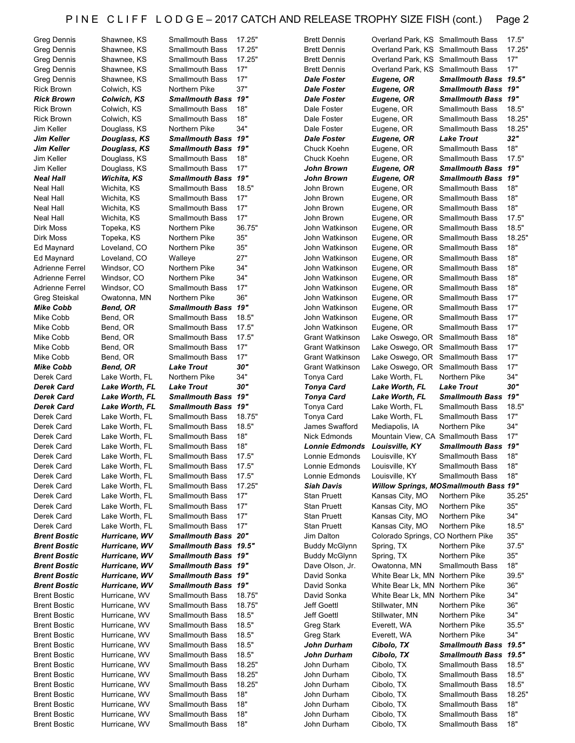# PINE CLIFF LODGE – 2017 CATCH AND RELEASE TROPHY SIZE FISH (cont.)

| Name | City | Species | Length |
|---|---|---|---|
| Greg Dennis | Shawnee, KS | Smallmouth Bass | 17.25" |
| Greg Dennis | Shawnee, KS | Smallmouth Bass | 17.25" |
| Greg Dennis | Shawnee, KS | Smallmouth Bass | 17.25" |
| Greg Dennis | Shawnee, KS | Smallmouth Bass | 17" |
| Greg Dennis | Shawnee, KS | Smallmouth Bass | 17" |
| Rick Brown | Colwich, KS | Northern Pike | 37" |
| ***Rick Brown*** | ***Colwich, KS*** | ***Smallmouth Bass*** | ***19"*** |
| Rick Brown | Colwich, KS | Smallmouth Bass | 18" |
| Rick Brown | Colwich, KS | Smallmouth Bass | 18" |
| Jim Keller | Douglass, KS | Northern Pike | 34" |
| ***Jim Keller*** | ***Douglass, KS*** | ***Smallmouth Bass*** | ***19"*** |
| ***Jim Keller*** | ***Douglass, KS*** | ***Smallmouth Bass*** | ***19"*** |
| Jim Keller | Douglass, KS | Smallmouth Bass | 18" |
| Jim Keller | Douglass, KS | Smallmouth Bass | 17" |
| ***Neal Hall*** | ***Wichita, KS*** | ***Smallmouth Bass*** | ***19"*** |
| Neal Hall | Wichita, KS | Smallmouth Bass | 18.5" |
| Neal Hall | Wichita, KS | Smallmouth Bass | 17" |
| Neal Hall | Wichita, KS | Smallmouth Bass | 17" |
| Neal Hall | Wichita, KS | Smallmouth Bass | 17" |
| Dirk Moss | Topeka, KS | Northern Pike | 36.75" |
| Dirk Moss | Topeka, KS | Northern Pike | 35" |
| Ed Maynard | Loveland, CO | Northern Pike | 35" |
| Ed Maynard | Loveland, CO | Walleye | 27" |
| Adrienne Ferrel | Windsor, CO | Northern Pike | 34" |
| Adrienne Ferrel | Windsor, CO | Northern Pike | 34" |
| Adrienne Ferrel | Windsor, CO | Smallmouth Bass | 17" |
| Greg Steiskal | Owatonna, MN | Northern Pike | 36" |
| ***Mike Cobb*** | ***Bend, OR*** | ***Smallmouth Bass*** | ***19"*** |
| Mike Cobb | Bend, OR | Smallmouth Bass | 18.5" |
| Mike Cobb | Bend, OR | Smallmouth Bass | 17.5" |
| Mike Cobb | Bend, OR | Smallmouth Bass | 17.5" |
| Mike Cobb | Bend, OR | Smallmouth Bass | 17" |
| Mike Cobb | Bend, OR | Smallmouth Bass | 17" |
| ***Mike Cobb*** | ***Bend, OR*** | ***Lake Trout*** | ***30"*** |
| Derek Card | Lake Worth, FL | Northern Pike | 34" |
| ***Derek Card*** | ***Lake Worth, FL*** | ***Lake Trout*** | ***30"*** |
| ***Derek Card*** | ***Lake Worth, FL*** | ***Smallmouth Bass*** | ***19"*** |
| ***Derek Card*** | ***Lake Worth, FL*** | ***Smallmouth Bass*** | ***19"*** |
| Derek Card | Lake Worth, FL | Smallmouth Bass | 18.75" |
| Derek Card | Lake Worth, FL | Smallmouth Bass | 18.5" |
| Derek Card | Lake Worth, FL | Smallmouth Bass | 18" |
| Derek Card | Lake Worth, FL | Smallmouth Bass | 18" |
| Derek Card | Lake Worth, FL | Smallmouth Bass | 17.5" |
| Derek Card | Lake Worth, FL | Smallmouth Bass | 17.5" |
| Derek Card | Lake Worth, FL | Smallmouth Bass | 17.5" |
| Derek Card | Lake Worth, FL | Smallmouth Bass | 17.25" |
| Derek Card | Lake Worth, FL | Smallmouth Bass | 17" |
| Derek Card | Lake Worth, FL | Smallmouth Bass | 17" |
| Derek Card | Lake Worth, FL | Smallmouth Bass | 17" |
| Derek Card | Lake Worth, FL | Smallmouth Bass | 17" |
| ***Brent Bostic*** | ***Hurricane, WV*** | ***Smallmouth Bass*** | ***20"*** |
| ***Brent Bostic*** | ***Hurricane, WV*** | ***Smallmouth Bass*** | ***19.5"*** |
| ***Brent Bostic*** | ***Hurricane, WV*** | ***Smallmouth Bass*** | ***19"*** |
| ***Brent Bostic*** | ***Hurricane, WV*** | ***Smallmouth Bass*** | ***19"*** |
| ***Brent Bostic*** | ***Hurricane, WV*** | ***Smallmouth Bass*** | ***19"*** |
| Brent Bostic | Hurricane, WV | Smallmouth Bass | 18.75" |
| Brent Bostic | Hurricane, WV | Smallmouth Bass | 18.75" |
| Brent Bostic | Hurricane, WV | Smallmouth Bass | 18.5" |
| Brent Bostic | Hurricane, WV | Smallmouth Bass | 18.5" |
| Brent Bostic | Hurricane, WV | Smallmouth Bass | 18.5" |
| Brent Bostic | Hurricane, WV | Smallmouth Bass | 18.5" |
| Brent Bostic | Hurricane, WV | Smallmouth Bass | 18.5" |
| Brent Bostic | Hurricane, WV | Smallmouth Bass | 18.25" |
| Brent Bostic | Hurricane, WV | Smallmouth Bass | 18.25" |
| Brent Bostic | Hurricane, WV | Smallmouth Bass | 18.25" |
| Brent Bostic | Hurricane, WV | Smallmouth Bass | 18" |
| Brent Bostic | Hurricane, WV | Smallmouth Bass | 18" |
| Brent Bostic | Hurricane, WV | Smallmouth Bass | 18" |
| Brent Bostic | Hurricane, WV | Smallmouth Bass | 18" |
| Brett Dennis | Overland Park, KS | Smallmouth Bass | 17.5" |
| Brett Dennis | Overland Park, KS | Smallmouth Bass | 17.25" |
| Brett Dennis | Overland Park, KS | Smallmouth Bass | 17" |
| Brett Dennis | Overland Park, KS | Smallmouth Bass | 17" |
| ***Dale Foster*** | ***Eugene, OR*** | ***Smallmouth Bass*** | ***19.5"*** |
| ***Dale Foster*** | ***Eugene, OR*** | ***Smallmouth Bass*** | ***19"*** |
| ***Dale Foster*** | ***Eugene, OR*** | ***Smallmouth Bass*** | ***19"*** |
| Dale Foster | Eugene, OR | Smallmouth Bass | 18.5" |
| Dale Foster | Eugene, OR | Smallmouth Bass | 18.25" |
| Dale Foster | Eugene, OR | Smallmouth Bass | 18.25" |
| ***Dale Foster*** | ***Eugene, OR*** | ***Lake Trout*** | ***32"*** |
| Chuck Koehn | Eugene, OR | Smallmouth Bass | 18" |
| Chuck Koehn | Eugene, OR | Smallmouth Bass | 17.5" |
| ***John Brown*** | ***Eugene, OR*** | ***Smallmouth Bass*** | ***19"*** |
| ***John Brown*** | ***Eugene, OR*** | ***Smallmouth Bass*** | ***19"*** |
| John Brown | Eugene, OR | Smallmouth Bass | 18" |
| John Brown | Eugene, OR | Smallmouth Bass | 18" |
| John Brown | Eugene, OR | Smallmouth Bass | 18" |
| John Brown | Eugene, OR | Smallmouth Bass | 17.5" |
| John Watkinson | Eugene, OR | Smallmouth Bass | 18.5" |
| John Watkinson | Eugene, OR | Smallmouth Bass | 18.25" |
| John Watkinson | Eugene, OR | Smallmouth Bass | 18" |
| John Watkinson | Eugene, OR | Smallmouth Bass | 18" |
| John Watkinson | Eugene, OR | Smallmouth Bass | 18" |
| John Watkinson | Eugene, OR | Smallmouth Bass | 18" |
| John Watkinson | Eugene, OR | Smallmouth Bass | 18" |
| John Watkinson | Eugene, OR | Smallmouth Bass | 17" |
| John Watkinson | Eugene, OR | Smallmouth Bass | 17" |
| John Watkinson | Eugene, OR | Smallmouth Bass | 17" |
| John Watkinson | Eugene, OR | Smallmouth Bass | 17" |
| Grant Watkinson | Lake Oswego, OR | Smallmouth Bass | 18" |
| Grant Watkinson | Lake Oswego, OR | Smallmouth Bass | 17" |
| Grant Watkinson | Lake Oswego, OR | Smallmouth Bass | 17" |
| Grant Watkinson | Lake Oswego, OR | Smallmouth Bass | 17" |
| Tonya Card | Lake Worth, FL | Northern Pike | 34" |
| ***Tonya Card*** | ***Lake Worth, FL*** | ***Lake Trout*** | ***30"*** |
| ***Tonya Card*** | ***Lake Worth, FL*** | ***Smallmouth Bass*** | ***19"*** |
| Tonya Card | Lake Worth, FL | Smallmouth Bass | 18.5" |
| Tonya Card | Lake Worth, FL | Smallmouth Bass | 17" |
| James Swafford | Mediapolis, IA | Northern Pike | 34" |
| Nick Edmonds | Mountain View, CA | Smallmouth Bass | 17" |
| ***Lonnie Edmonds*** | ***Louisville, KY*** | ***Smallmouth Bass*** | ***19"*** |
| Lonnie Edmonds | Louisville, KY | Smallmouth Bass | 18" |
| Lonnie Edmonds | Louisville, KY | Smallmouth Bass | 18" |
| Lonnie Edmonds | Louisville, KY | Smallmouth Bass | 18" |
| ***Siah Davis*** | ***Willow Springs, MO*** | ***Smallmouth Bass*** | ***19"*** |
| Stan Pruett | Kansas City, MO | Northern Pike | 35.25" |
| Stan Pruett | Kansas City, MO | Northern Pike | 35" |
| Stan Pruett | Kansas City, MO | Northern Pike | 34" |
| Stan Pruett | Kansas City, MO | Northern Pike | 18.5" |
| Jim Dalton | Colorado Springs, CO | Northern Pike | 35" |
| Buddy McGlynn | Spring, TX | Northern Pike | 37.5" |
| Buddy McGlynn | Spring, TX | Northern Pike | 35" |
| Dave Olson, Jr. | Owatonna, MN | Smallmouth Bass | 18" |
| David Sonka | White Bear Lk, MN | Northern Pike | 39.5" |
| David Sonka | White Bear Lk, MN | Northern Pike | 36" |
| David Sonka | White Bear Lk, MN | Northern Pike | 34" |
| Jeff Goettl | Stillwater, MN | Northern Pike | 36" |
| Jeff Goettl | Stillwater, MN | Northern Pike | 34" |
| Greg Stark | Everett, WA | Northern Pike | 35.5" |
| Greg Stark | Everett, WA | Northern Pike | 34" |
| ***John Durham*** | ***Cibolo, TX*** | ***Smallmouth Bass*** | ***19.5"*** |
| ***John Durham*** | ***Cibolo, TX*** | ***Smallmouth Bass*** | ***19.5"*** |
| John Durham | Cibolo, TX | Smallmouth Bass | 18.5" |
| John Durham | Cibolo, TX | Smallmouth Bass | 18.5" |
| John Durham | Cibolo, TX | Smallmouth Bass | 18.5" |
| John Durham | Cibolo, TX | Smallmouth Bass | 18.25" |
| John Durham | Cibolo, TX | Smallmouth Bass | 18" |
| John Durham | Cibolo, TX | Smallmouth Bass | 18" |
| John Durham | Cibolo, TX | Smallmouth Bass | 18" |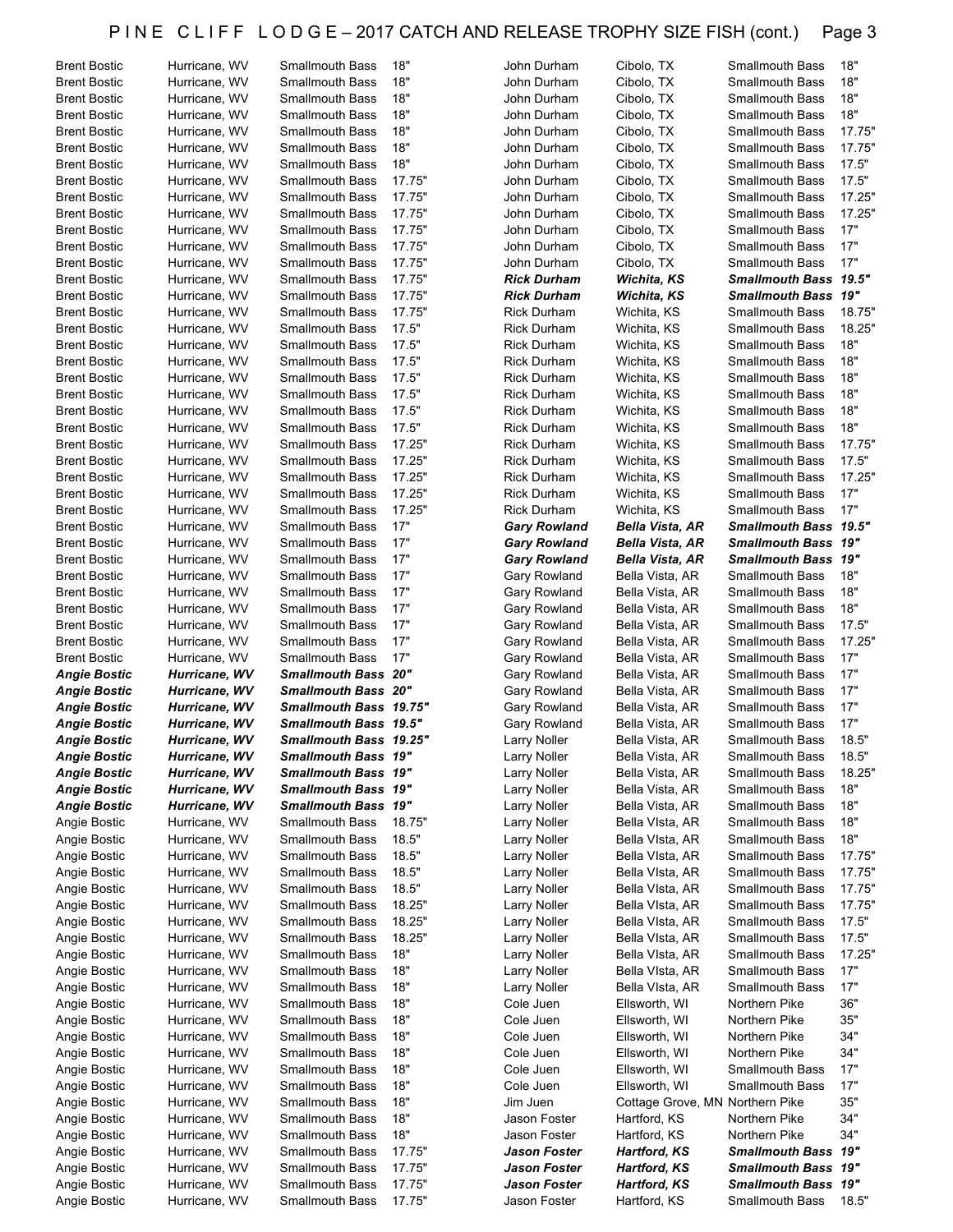# PINE CLIFF LODGE – 2017 CATCH AND RELEASE TROPHY SIZE FISH (cont.)

| | | | |
|---|---|---|---|
| Brent Bostic | Hurricane, WV | Smallmouth Bass | 18" |
| Brent Bostic | Hurricane, WV | Smallmouth Bass | 18" |
| Brent Bostic | Hurricane, WV | Smallmouth Bass | 18" |
| Brent Bostic | Hurricane, WV | Smallmouth Bass | 18" |
| Brent Bostic | Hurricane, WV | Smallmouth Bass | 18" |
| Brent Bostic | Hurricane, WV | Smallmouth Bass | 18" |
| Brent Bostic | Hurricane, WV | Smallmouth Bass | 18" |
| Brent Bostic | Hurricane, WV | Smallmouth Bass | 17.75" |
| Brent Bostic | Hurricane, WV | Smallmouth Bass | 17.75" |
| Brent Bostic | Hurricane, WV | Smallmouth Bass | 17.75" |
| Brent Bostic | Hurricane, WV | Smallmouth Bass | 17.75" |
| Brent Bostic | Hurricane, WV | Smallmouth Bass | 17.75" |
| Brent Bostic | Hurricane, WV | Smallmouth Bass | 17.75" |
| Brent Bostic | Hurricane, WV | Smallmouth Bass | 17.75" |
| Brent Bostic | Hurricane, WV | Smallmouth Bass | 17.75" |
| Brent Bostic | Hurricane, WV | Smallmouth Bass | 17.75" |
| Brent Bostic | Hurricane, WV | Smallmouth Bass | 17.5" |
| Brent Bostic | Hurricane, WV | Smallmouth Bass | 17.5" |
| Brent Bostic | Hurricane, WV | Smallmouth Bass | 17.5" |
| Brent Bostic | Hurricane, WV | Smallmouth Bass | 17.5" |
| Brent Bostic | Hurricane, WV | Smallmouth Bass | 17.5" |
| Brent Bostic | Hurricane, WV | Smallmouth Bass | 17.5" |
| Brent Bostic | Hurricane, WV | Smallmouth Bass | 17.5" |
| Brent Bostic | Hurricane, WV | Smallmouth Bass | 17.25" |
| Brent Bostic | Hurricane, WV | Smallmouth Bass | 17.25" |
| Brent Bostic | Hurricane, WV | Smallmouth Bass | 17.25" |
| Brent Bostic | Hurricane, WV | Smallmouth Bass | 17.25" |
| Brent Bostic | Hurricane, WV | Smallmouth Bass | 17.25" |
| Brent Bostic | Hurricane, WV | Smallmouth Bass | 17" |
| Brent Bostic | Hurricane, WV | Smallmouth Bass | 17" |
| Brent Bostic | Hurricane, WV | Smallmouth Bass | 17" |
| Brent Bostic | Hurricane, WV | Smallmouth Bass | 17" |
| Brent Bostic | Hurricane, WV | Smallmouth Bass | 17" |
| Brent Bostic | Hurricane, WV | Smallmouth Bass | 17" |
| Brent Bostic | Hurricane, WV | Smallmouth Bass | 17" |
| Brent Bostic | Hurricane, WV | Smallmouth Bass | 17" |
| ***Angie Bostic*** | ***Hurricane, WV*** | ***Smallmouth Bass*** | ***20"*** |
| ***Angie Bostic*** | ***Hurricane, WV*** | ***Smallmouth Bass*** | ***20"*** |
| ***Angie Bostic*** | ***Hurricane, WV*** | ***Smallmouth Bass*** | ***19.75"*** |
| ***Angie Bostic*** | ***Hurricane, WV*** | ***Smallmouth Bass*** | ***19.5"*** |
| ***Angie Bostic*** | ***Hurricane, WV*** | ***Smallmouth Bass*** | ***19.25"*** |
| ***Angie Bostic*** | ***Hurricane, WV*** | ***Smallmouth Bass*** | ***19"*** |
| ***Angie Bostic*** | ***Hurricane, WV*** | ***Smallmouth Bass*** | ***19"*** |
| ***Angie Bostic*** | ***Hurricane, WV*** | ***Smallmouth Bass*** | ***19"*** |
| ***Angie Bostic*** | ***Hurricane, WV*** | ***Smallmouth Bass*** | ***19"*** |
| Angie Bostic | Hurricane, WV | Smallmouth Bass | 18.75" |
| Angie Bostic | Hurricane, WV | Smallmouth Bass | 18.5" |
| Angie Bostic | Hurricane, WV | Smallmouth Bass | 18.5" |
| Angie Bostic | Hurricane, WV | Smallmouth Bass | 18.5" |
| Angie Bostic | Hurricane, WV | Smallmouth Bass | 18.5" |
| Angie Bostic | Hurricane, WV | Smallmouth Bass | 18.25" |
| Angie Bostic | Hurricane, WV | Smallmouth Bass | 18.25" |
| Angie Bostic | Hurricane, WV | Smallmouth Bass | 18.25" |
| Angie Bostic | Hurricane, WV | Smallmouth Bass | 18" |
| Angie Bostic | Hurricane, WV | Smallmouth Bass | 18" |
| Angie Bostic | Hurricane, WV | Smallmouth Bass | 18" |
| Angie Bostic | Hurricane, WV | Smallmouth Bass | 18" |
| Angie Bostic | Hurricane, WV | Smallmouth Bass | 18" |
| Angie Bostic | Hurricane, WV | Smallmouth Bass | 18" |
| Angie Bostic | Hurricane, WV | Smallmouth Bass | 18" |
| Angie Bostic | Hurricane, WV | Smallmouth Bass | 18" |
| Angie Bostic | Hurricane, WV | Smallmouth Bass | 18" |
| Angie Bostic | Hurricane, WV | Smallmouth Bass | 18" |
| Angie Bostic | Hurricane, WV | Smallmouth Bass | 18" |
| Angie Bostic | Hurricane, WV | Smallmouth Bass | 17.75" |
| Angie Bostic | Hurricane, WV | Smallmouth Bass | 17.75" |
| Angie Bostic | Hurricane, WV | Smallmouth Bass | 17.75" |
| Angie Bostic | Hurricane, WV | Smallmouth Bass | 17.75" |
| John Durham | Cibolo, TX | Smallmouth Bass | 18" |
| John Durham | Cibolo, TX | Smallmouth Bass | 18" |
| John Durham | Cibolo, TX | Smallmouth Bass | 18" |
| John Durham | Cibolo, TX | Smallmouth Bass | 18" |
| John Durham | Cibolo, TX | Smallmouth Bass | 17.75" |
| John Durham | Cibolo, TX | Smallmouth Bass | 17.75" |
| John Durham | Cibolo, TX | Smallmouth Bass | 17.5" |
| John Durham | Cibolo, TX | Smallmouth Bass | 17.5" |
| John Durham | Cibolo, TX | Smallmouth Bass | 17.25" |
| John Durham | Cibolo, TX | Smallmouth Bass | 17.25" |
| John Durham | Cibolo, TX | Smallmouth Bass | 17" |
| John Durham | Cibolo, TX | Smallmouth Bass | 17" |
| John Durham | Cibolo, TX | Smallmouth Bass | 17" |
| ***Rick Durham*** | ***Wichita, KS*** | ***Smallmouth Bass*** | ***19.5"*** |
| ***Rick Durham*** | ***Wichita, KS*** | ***Smallmouth Bass*** | ***19"*** |
| Rick Durham | Wichita, KS | Smallmouth Bass | 18.75" |
| Rick Durham | Wichita, KS | Smallmouth Bass | 18.25" |
| Rick Durham | Wichita, KS | Smallmouth Bass | 18" |
| Rick Durham | Wichita, KS | Smallmouth Bass | 18" |
| Rick Durham | Wichita, KS | Smallmouth Bass | 18" |
| Rick Durham | Wichita, KS | Smallmouth Bass | 18" |
| Rick Durham | Wichita, KS | Smallmouth Bass | 18" |
| Rick Durham | Wichita, KS | Smallmouth Bass | 17.75" |
| Rick Durham | Wichita, KS | Smallmouth Bass | 17.5" |
| Rick Durham | Wichita, KS | Smallmouth Bass | 17.25" |
| Rick Durham | Wichita, KS | Smallmouth Bass | 17" |
| Rick Durham | Wichita, KS | Smallmouth Bass | 17" |
| ***Gary Rowland*** | ***Bella Vista, AR*** | ***Smallmouth Bass*** | ***19.5"*** |
| ***Gary Rowland*** | ***Bella Vista, AR*** | ***Smallmouth Bass*** | ***19"*** |
| ***Gary Rowland*** | ***Bella Vista, AR*** | ***Smallmouth Bass*** | ***19"*** |
| Gary Rowland | Bella Vista, AR | Smallmouth Bass | 18" |
| Gary Rowland | Bella Vista, AR | Smallmouth Bass | 18" |
| Gary Rowland | Bella Vista, AR | Smallmouth Bass | 18" |
| Gary Rowland | Bella Vista, AR | Smallmouth Bass | 17.5" |
| Gary Rowland | Bella Vista, AR | Smallmouth Bass | 17.25" |
| Gary Rowland | Bella Vista, AR | Smallmouth Bass | 17" |
| Gary Rowland | Bella Vista, AR | Smallmouth Bass | 17" |
| Gary Rowland | Bella Vista, AR | Smallmouth Bass | 17" |
| Gary Rowland | Bella Vista, AR | Smallmouth Bass | 17" |
| Gary Rowland | Bella Vista, AR | Smallmouth Bass | 17" |
| Larry Noller | Bella Vista, AR | Smallmouth Bass | 18.5" |
| Larry Noller | Bella Vista, AR | Smallmouth Bass | 18.5" |
| Larry Noller | Bella Vista, AR | Smallmouth Bass | 18.25" |
| Larry Noller | Bella Vista, AR | Smallmouth Bass | 18" |
| Larry Noller | Bella Vista, AR | Smallmouth Bass | 18" |
| Larry Noller | Bella VIsta, AR | Smallmouth Bass | 18" |
| Larry Noller | Bella VIsta, AR | Smallmouth Bass | 18" |
| Larry Noller | Bella VIsta, AR | Smallmouth Bass | 17.75" |
| Larry Noller | Bella VIsta, AR | Smallmouth Bass | 17.75" |
| Larry Noller | Bella VIsta, AR | Smallmouth Bass | 17.75" |
| Larry Noller | Bella VIsta, AR | Smallmouth Bass | 17.75" |
| Larry Noller | Bella VIsta, AR | Smallmouth Bass | 17.5" |
| Larry Noller | Bella VIsta, AR | Smallmouth Bass | 17.5" |
| Larry Noller | Bella VIsta, AR | Smallmouth Bass | 17.25" |
| Larry Noller | Bella VIsta, AR | Smallmouth Bass | 17" |
| Larry Noller | Bella VIsta, AR | Smallmouth Bass | 17" |
| Cole Juen | Ellsworth, WI | Northern Pike | 36" |
| Cole Juen | Ellsworth, WI | Northern Pike | 35" |
| Cole Juen | Ellsworth, WI | Northern Pike | 34" |
| Cole Juen | Ellsworth, WI | Northern Pike | 34" |
| Cole Juen | Ellsworth, WI | Smallmouth Bass | 17" |
| Cole Juen | Ellsworth, WI | Smallmouth Bass | 17" |
| Jim Juen | Cottage Grove, MN | Northern Pike | 35" |
| Jason Foster | Hartford, KS | Northern Pike | 34" |
| Jason Foster | Hartford, KS | Northern Pike | 34" |
| ***Jason Foster*** | ***Hartford, KS*** | ***Smallmouth Bass*** | ***19"*** |
| ***Jason Foster*** | ***Hartford, KS*** | ***Smallmouth Bass*** | ***19"*** |
| ***Jason Foster*** | ***Hartford, KS*** | ***Smallmouth Bass*** | ***19"*** |
| Jason Foster | Hartford, KS | Smallmouth Bass | 18.5" |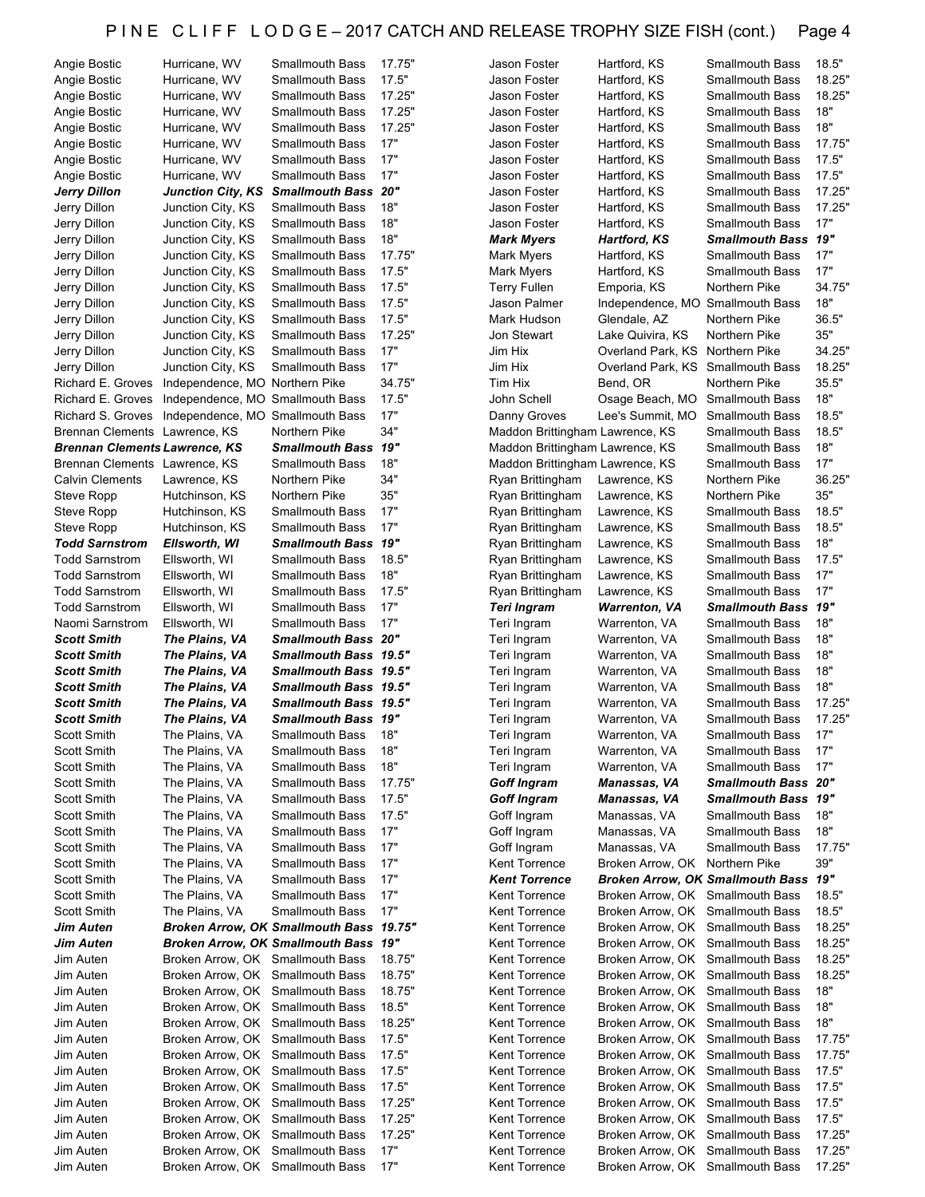# PINE CLIFF LODGE – 2017 CATCH AND RELEASE TROPHY SIZE FISH (cont.)

| | | | |
|---|---|---|---|
| Angie Bostic | Hurricane, WV | Smallmouth Bass | 17.75" |
| Angie Bostic | Hurricane, WV | Smallmouth Bass | 17.5" |
| Angie Bostic | Hurricane, WV | Smallmouth Bass | 17.25" |
| Angie Bostic | Hurricane, WV | Smallmouth Bass | 17.25" |
| Angie Bostic | Hurricane, WV | Smallmouth Bass | 17.25" |
| Angie Bostic | Hurricane, WV | Smallmouth Bass | 17" |
| Angie Bostic | Hurricane, WV | Smallmouth Bass | 17" |
| Angie Bostic | Hurricane, WV | Smallmouth Bass | 17" |
| ***Jerry Dillon*** | ***Junction City, KS*** | ***Smallmouth Bass*** | ***20"*** |
| Jerry Dillon | Junction City, KS | Smallmouth Bass | 18" |
| Jerry Dillon | Junction City, KS | Smallmouth Bass | 18" |
| Jerry Dillon | Junction City, KS | Smallmouth Bass | 18" |
| Jerry Dillon | Junction City, KS | Smallmouth Bass | 17.75" |
| Jerry Dillon | Junction City, KS | Smallmouth Bass | 17.5" |
| Jerry Dillon | Junction City, KS | Smallmouth Bass | 17.5" |
| Jerry Dillon | Junction City, KS | Smallmouth Bass | 17.5" |
| Jerry Dillon | Junction City, KS | Smallmouth Bass | 17.5" |
| Jerry Dillon | Junction City, KS | Smallmouth Bass | 17.25" |
| Jerry Dillon | Junction City, KS | Smallmouth Bass | 17" |
| Jerry Dillon | Junction City, KS | Smallmouth Bass | 17" |
| Richard E. Groves | Independence, MO | Northern Pike | 34.75" |
| Richard E. Groves | Independence, MO | Smallmouth Bass | 17.5" |
| Richard S. Groves | Independence, MO | Smallmouth Bass | 17" |
| Brennan Clements | Lawrence, KS | Northern Pike | 34" |
| ***Brennan Clements*** | ***Lawrence, KS*** | ***Smallmouth Bass*** | ***19"*** |
| Brennan Clements | Lawrence, KS | Smallmouth Bass | 18" |
| Calvin Clements | Lawrence, KS | Northern Pike | 34" |
| Steve Ropp | Hutchinson, KS | Northern Pike | 35" |
| Steve Ropp | Hutchinson, KS | Smallmouth Bass | 17" |
| Steve Ropp | Hutchinson, KS | Smallmouth Bass | 17" |
| ***Todd Sarnstrom*** | ***Ellsworth, WI*** | ***Smallmouth Bass*** | ***19"*** |
| Todd Sarnstrom | Ellsworth, WI | Smallmouth Bass | 18.5" |
| Todd Sarnstrom | Ellsworth, WI | Smallmouth Bass | 18" |
| Todd Sarnstrom | Ellsworth, WI | Smallmouth Bass | 17.5" |
| Todd Sarnstrom | Ellsworth, WI | Smallmouth Bass | 17" |
| Naomi Sarnstrom | Ellsworth, WI | Smallmouth Bass | 17" |
| ***Scott Smith*** | ***The Plains, VA*** | ***Smallmouth Bass*** | ***20"*** |
| ***Scott Smith*** | ***The Plains, VA*** | ***Smallmouth Bass*** | ***19.5"*** |
| ***Scott Smith*** | ***The Plains, VA*** | ***Smallmouth Bass*** | ***19.5"*** |
| ***Scott Smith*** | ***The Plains, VA*** | ***Smallmouth Bass*** | ***19.5"*** |
| ***Scott Smith*** | ***The Plains, VA*** | ***Smallmouth Bass*** | ***19.5"*** |
| ***Scott Smith*** | ***The Plains, VA*** | ***Smallmouth Bass*** | ***19"*** |
| Scott Smith | The Plains, VA | Smallmouth Bass | 18" |
| Scott Smith | The Plains, VA | Smallmouth Bass | 18" |
| Scott Smith | The Plains, VA | Smallmouth Bass | 18" |
| Scott Smith | The Plains, VA | Smallmouth Bass | 17.75" |
| Scott Smith | The Plains, VA | Smallmouth Bass | 17.5" |
| Scott Smith | The Plains, VA | Smallmouth Bass | 17.5" |
| Scott Smith | The Plains, VA | Smallmouth Bass | 17" |
| Scott Smith | The Plains, VA | Smallmouth Bass | 17" |
| Scott Smith | The Plains, VA | Smallmouth Bass | 17" |
| Scott Smith | The Plains, VA | Smallmouth Bass | 17" |
| Scott Smith | The Plains, VA | Smallmouth Bass | 17" |
| Scott Smith | The Plains, VA | Smallmouth Bass | 17" |
| ***Jim Auten*** | ***Broken Arrow, OK*** | ***Smallmouth Bass*** | ***19.75"*** |
| ***Jim Auten*** | ***Broken Arrow, OK*** | ***Smallmouth Bass*** | ***19"*** |
| Jim Auten | Broken Arrow, OK | Smallmouth Bass | 18.75" |
| Jim Auten | Broken Arrow, OK | Smallmouth Bass | 18.75" |
| Jim Auten | Broken Arrow, OK | Smallmouth Bass | 18.75" |
| Jim Auten | Broken Arrow, OK | Smallmouth Bass | 18.5" |
| Jim Auten | Broken Arrow, OK | Smallmouth Bass | 18.25" |
| Jim Auten | Broken Arrow, OK | Smallmouth Bass | 17.5" |
| Jim Auten | Broken Arrow, OK | Smallmouth Bass | 17.5" |
| Jim Auten | Broken Arrow, OK | Smallmouth Bass | 17.5" |
| Jim Auten | Broken Arrow, OK | Smallmouth Bass | 17.5" |
| Jim Auten | Broken Arrow, OK | Smallmouth Bass | 17.25" |
| Jim Auten | Broken Arrow, OK | Smallmouth Bass | 17.25" |
| Jim Auten | Broken Arrow, OK | Smallmouth Bass | 17.25" |
| Jim Auten | Broken Arrow, OK | Smallmouth Bass | 17" |
| Jim Auten | Broken Arrow, OK | Smallmouth Bass | 17" |
| Jason Foster | Hartford, KS | Smallmouth Bass | 18.5" |
| Jason Foster | Hartford, KS | Smallmouth Bass | 18.25" |
| Jason Foster | Hartford, KS | Smallmouth Bass | 18.25" |
| Jason Foster | Hartford, KS | Smallmouth Bass | 18" |
| Jason Foster | Hartford, KS | Smallmouth Bass | 18" |
| Jason Foster | Hartford, KS | Smallmouth Bass | 17.75" |
| Jason Foster | Hartford, KS | Smallmouth Bass | 17.5" |
| Jason Foster | Hartford, KS | Smallmouth Bass | 17.5" |
| Jason Foster | Hartford, KS | Smallmouth Bass | 17.25" |
| Jason Foster | Hartford, KS | Smallmouth Bass | 17.25" |
| Jason Foster | Hartford, KS | Smallmouth Bass | 17" |
| ***Mark Myers*** | ***Hartford, KS*** | ***Smallmouth Bass*** | ***19"*** |
| Mark Myers | Hartford, KS | Smallmouth Bass | 17" |
| Mark Myers | Hartford, KS | Smallmouth Bass | 17" |
| Terry Fullen | Emporia, KS | Northern Pike | 34.75" |
| Jason Palmer | Independence, MO | Smallmouth Bass | 18" |
| Mark Hudson | Glendale, AZ | Northern Pike | 36.5" |
| Jon Stewart | Lake Quivira, KS | Northern Pike | 35" |
| Jim Hix | Overland Park, KS | Northern Pike | 34.25" |
| Jim Hix | Overland Park, KS | Smallmouth Bass | 18.25" |
| Tim Hix | Bend, OR | Northern Pike | 35.5" |
| John Schell | Osage Beach, MO | Smallmouth Bass | 18" |
| Danny Groves | Lee's Summit, MO | Smallmouth Bass | 18.5" |
| Maddon Brittingham | Lawrence, KS | Smallmouth Bass | 18.5" |
| Maddon Brittingham | Lawrence, KS | Smallmouth Bass | 18" |
| Maddon Brittingham | Lawrence, KS | Smallmouth Bass | 17" |
| Ryan Brittingham | Lawrence, KS | Northern Pike | 36.25" |
| Ryan Brittingham | Lawrence, KS | Northern Pike | 35" |
| Ryan Brittingham | Lawrence, KS | Smallmouth Bass | 18.5" |
| Ryan Brittingham | Lawrence, KS | Smallmouth Bass | 18.5" |
| Ryan Brittingham | Lawrence, KS | Smallmouth Bass | 18" |
| Ryan Brittingham | Lawrence, KS | Smallmouth Bass | 17.5" |
| Ryan Brittingham | Lawrence, KS | Smallmouth Bass | 17" |
| Ryan Brittingham | Lawrence, KS | Smallmouth Bass | 17" |
| ***Teri Ingram*** | ***Warrenton, VA*** | ***Smallmouth Bass*** | ***19"*** |
| Teri Ingram | Warrenton, VA | Smallmouth Bass | 18" |
| Teri Ingram | Warrenton, VA | Smallmouth Bass | 18" |
| Teri Ingram | Warrenton, VA | Smallmouth Bass | 18" |
| Teri Ingram | Warrenton, VA | Smallmouth Bass | 18" |
| Teri Ingram | Warrenton, VA | Smallmouth Bass | 18" |
| Teri Ingram | Warrenton, VA | Smallmouth Bass | 17.25" |
| Teri Ingram | Warrenton, VA | Smallmouth Bass | 17.25" |
| Teri Ingram | Warrenton, VA | Smallmouth Bass | 17" |
| Teri Ingram | Warrenton, VA | Smallmouth Bass | 17" |
| Teri Ingram | Warrenton, VA | Smallmouth Bass | 17" |
| ***Goff Ingram*** | ***Manassas, VA*** | ***Smallmouth Bass*** | ***20"*** |
| ***Goff Ingram*** | ***Manassas, VA*** | ***Smallmouth Bass*** | ***19"*** |
| Goff Ingram | Manassas, VA | Smallmouth Bass | 18" |
| Goff Ingram | Manassas, VA | Smallmouth Bass | 18" |
| Goff Ingram | Manassas, VA | Smallmouth Bass | 17.75" |
| Kent Torrence | Broken Arrow, OK | Northern Pike | 39" |
| ***Kent Torrence*** | ***Broken Arrow, OK*** | ***Smallmouth Bass*** | ***19"*** |
| Kent Torrence | Broken Arrow, OK | Smallmouth Bass | 18.5" |
| Kent Torrence | Broken Arrow, OK | Smallmouth Bass | 18.5" |
| Kent Torrence | Broken Arrow, OK | Smallmouth Bass | 18.25" |
| Kent Torrence | Broken Arrow, OK | Smallmouth Bass | 18.25" |
| Kent Torrence | Broken Arrow, OK | Smallmouth Bass | 18.25" |
| Kent Torrence | Broken Arrow, OK | Smallmouth Bass | 18.25" |
| Kent Torrence | Broken Arrow, OK | Smallmouth Bass | 18" |
| Kent Torrence | Broken Arrow, OK | Smallmouth Bass | 18" |
| Kent Torrence | Broken Arrow, OK | Smallmouth Bass | 18" |
| Kent Torrence | Broken Arrow, OK | Smallmouth Bass | 17.75" |
| Kent Torrence | Broken Arrow, OK | Smallmouth Bass | 17.75" |
| Kent Torrence | Broken Arrow, OK | Smallmouth Bass | 17.5" |
| Kent Torrence | Broken Arrow, OK | Smallmouth Bass | 17.5" |
| Kent Torrence | Broken Arrow, OK | Smallmouth Bass | 17.5" |
| Kent Torrence | Broken Arrow, OK | Smallmouth Bass | 17.5" |
| Kent Torrence | Broken Arrow, OK | Smallmouth Bass | 17.25" |
| Kent Torrence | Broken Arrow, OK | Smallmouth Bass | 17.25" |
| Kent Torrence | Broken Arrow, OK | Smallmouth Bass | 17.25" |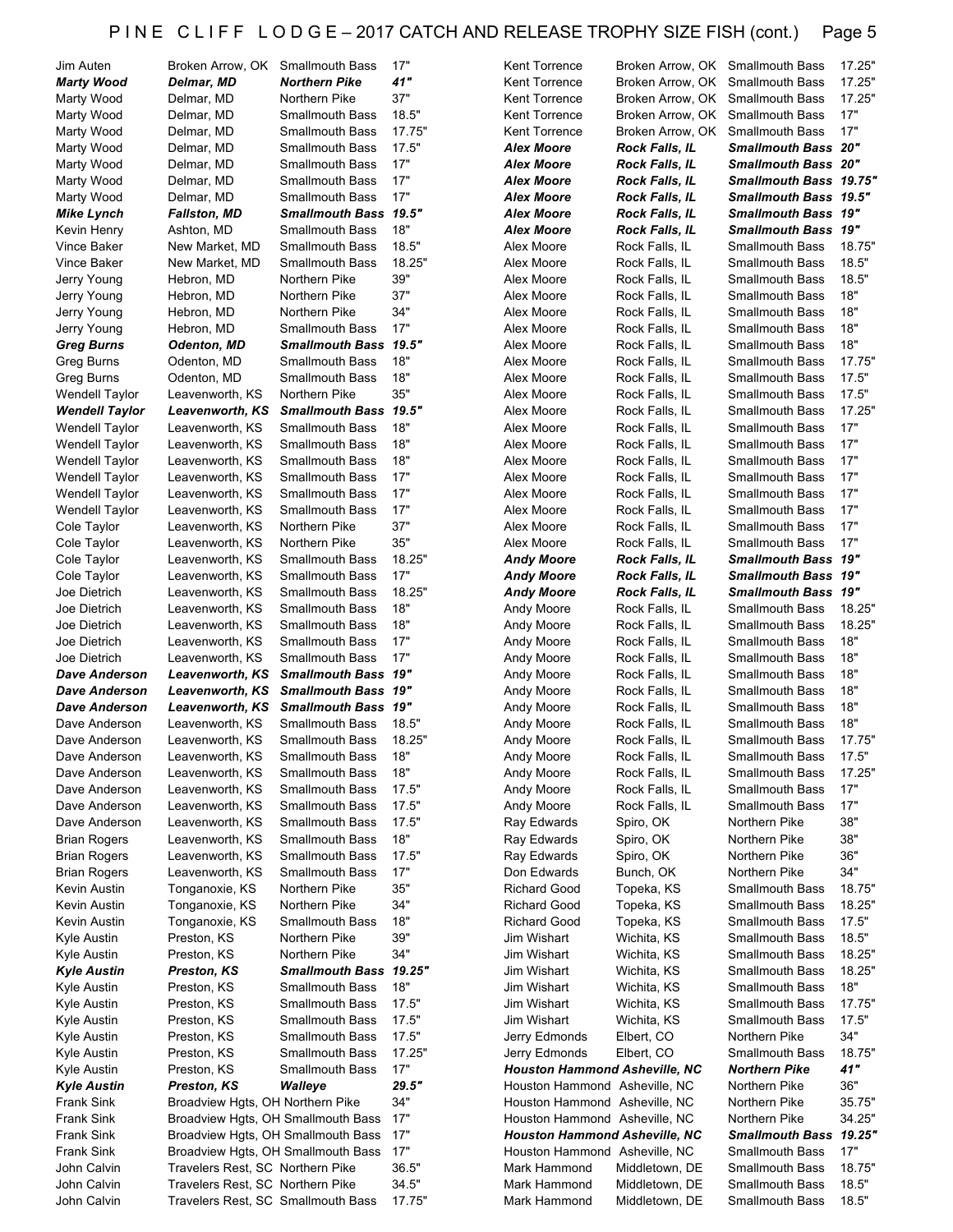# PINE CLIFF LODGE – 2017 CATCH AND RELEASE TROPHY SIZE FISH (cont.)

| | | | |
|---|---|---|---|
| Jim Auten | Broken Arrow, OK | Smallmouth Bass | 17" |
| ***Marty Wood*** | ***Delmar, MD*** | ***Northern Pike*** | ***41"*** |
| Marty Wood | Delmar, MD | Northern Pike | 37" |
| Marty Wood | Delmar, MD | Smallmouth Bass | 18.5" |
| Marty Wood | Delmar, MD | Smallmouth Bass | 17.75" |
| Marty Wood | Delmar, MD | Smallmouth Bass | 17.5" |
| Marty Wood | Delmar, MD | Smallmouth Bass | 17" |
| Marty Wood | Delmar, MD | Smallmouth Bass | 17" |
| Marty Wood | Delmar, MD | Smallmouth Bass | 17" |
| ***Mike Lynch*** | ***Fallston, MD*** | ***Smallmouth Bass*** | ***19.5"*** |
| Kevin Henry | Ashton, MD | Smallmouth Bass | 18" |
| Vince Baker | New Market, MD | Smallmouth Bass | 18.5" |
| Vince Baker | New Market, MD | Smallmouth Bass | 18.25" |
| Jerry Young | Hebron, MD | Northern Pike | 39" |
| Jerry Young | Hebron, MD | Northern Pike | 37" |
| Jerry Young | Hebron, MD | Northern Pike | 34" |
| Jerry Young | Hebron, MD | Smallmouth Bass | 17" |
| ***Greg Burns*** | ***Odenton, MD*** | ***Smallmouth Bass*** | ***19.5"*** |
| Greg Burns | Odenton, MD | Smallmouth Bass | 18" |
| Greg Burns | Odenton, MD | Smallmouth Bass | 18" |
| Wendell Taylor | Leavenworth, KS | Northern Pike | 35" |
| ***Wendell Taylor*** | ***Leavenworth, KS*** | ***Smallmouth Bass*** | ***19.5"*** |
| Wendell Taylor | Leavenworth, KS | Smallmouth Bass | 18" |
| Wendell Taylor | Leavenworth, KS | Smallmouth Bass | 18" |
| Wendell Taylor | Leavenworth, KS | Smallmouth Bass | 18" |
| Wendell Taylor | Leavenworth, KS | Smallmouth Bass | 17" |
| Wendell Taylor | Leavenworth, KS | Smallmouth Bass | 17" |
| Wendell Taylor | Leavenworth, KS | Smallmouth Bass | 17" |
| Cole Taylor | Leavenworth, KS | Northern Pike | 37" |
| Cole Taylor | Leavenworth, KS | Northern Pike | 35" |
| Cole Taylor | Leavenworth, KS | Smallmouth Bass | 18.25" |
| Cole Taylor | Leavenworth, KS | Smallmouth Bass | 17" |
| Joe Dietrich | Leavenworth, KS | Smallmouth Bass | 18.25" |
| Joe Dietrich | Leavenworth, KS | Smallmouth Bass | 18" |
| Joe Dietrich | Leavenworth, KS | Smallmouth Bass | 18" |
| Joe Dietrich | Leavenworth, KS | Smallmouth Bass | 17" |
| Joe Dietrich | Leavenworth, KS | Smallmouth Bass | 17" |
| ***Dave Anderson*** | ***Leavenworth, KS*** | ***Smallmouth Bass*** | ***19"*** |
| ***Dave Anderson*** | ***Leavenworth, KS*** | ***Smallmouth Bass*** | ***19"*** |
| ***Dave Anderson*** | ***Leavenworth, KS*** | ***Smallmouth Bass*** | ***19"*** |
| Dave Anderson | Leavenworth, KS | Smallmouth Bass | 18.5" |
| Dave Anderson | Leavenworth, KS | Smallmouth Bass | 18.25" |
| Dave Anderson | Leavenworth, KS | Smallmouth Bass | 18" |
| Dave Anderson | Leavenworth, KS | Smallmouth Bass | 18" |
| Dave Anderson | Leavenworth, KS | Smallmouth Bass | 17.5" |
| Dave Anderson | Leavenworth, KS | Smallmouth Bass | 17.5" |
| Dave Anderson | Leavenworth, KS | Smallmouth Bass | 17.5" |
| Brian Rogers | Leavenworth, KS | Smallmouth Bass | 18" |
| Brian Rogers | Leavenworth, KS | Smallmouth Bass | 17.5" |
| Brian Rogers | Leavenworth, KS | Smallmouth Bass | 17" |
| Kevin Austin | Tonganoxie, KS | Northern Pike | 35" |
| Kevin Austin | Tonganoxie, KS | Northern Pike | 34" |
| Kevin Austin | Tonganoxie, KS | Smallmouth Bass | 18" |
| Kyle Austin | Preston, KS | Northern Pike | 39" |
| Kyle Austin | Preston, KS | Northern Pike | 34" |
| ***Kyle Austin*** | ***Preston, KS*** | ***Smallmouth Bass*** | ***19.25"*** |
| Kyle Austin | Preston, KS | Smallmouth Bass | 18" |
| Kyle Austin | Preston, KS | Smallmouth Bass | 17.5" |
| Kyle Austin | Preston, KS | Smallmouth Bass | 17.5" |
| Kyle Austin | Preston, KS | Smallmouth Bass | 17.5" |
| Kyle Austin | Preston, KS | Smallmouth Bass | 17.25" |
| Kyle Austin | Preston, KS | Smallmouth Bass | 17" |
| ***Kyle Austin*** | ***Preston, KS*** | ***Walleye*** | ***29.5"*** |
| Frank Sink | Broadview Hgts, OH | Northern Pike | 34" |
| Frank Sink | Broadview Hgts, OH | Smallmouth Bass | 17" |
| Frank Sink | Broadview Hgts, OH | Smallmouth Bass | 17" |
| Frank Sink | Broadview Hgts, OH | Smallmouth Bass | 17" |
| John Calvin | Travelers Rest, SC | Northern Pike | 36.5" |
| John Calvin | Travelers Rest, SC | Northern Pike | 34.5" |
| John Calvin | Travelers Rest, SC | Smallmouth Bass | 17.75" |
| Kent Torrence | Broken Arrow, OK | Smallmouth Bass | 17.25" |
| Kent Torrence | Broken Arrow, OK | Smallmouth Bass | 17.25" |
| Kent Torrence | Broken Arrow, OK | Smallmouth Bass | 17.25" |
| Kent Torrence | Broken Arrow, OK | Smallmouth Bass | 17" |
| Kent Torrence | Broken Arrow, OK | Smallmouth Bass | 17" |
| ***Alex Moore*** | ***Rock Falls, IL*** | ***Smallmouth Bass*** | ***20"*** |
| ***Alex Moore*** | ***Rock Falls, IL*** | ***Smallmouth Bass*** | ***20"*** |
| ***Alex Moore*** | ***Rock Falls, IL*** | ***Smallmouth Bass*** | ***19.75"*** |
| ***Alex Moore*** | ***Rock Falls, IL*** | ***Smallmouth Bass*** | ***19.5"*** |
| ***Alex Moore*** | ***Rock Falls, IL*** | ***Smallmouth Bass*** | ***19"*** |
| ***Alex Moore*** | ***Rock Falls, IL*** | ***Smallmouth Bass*** | ***19"*** |
| Alex Moore | Rock Falls, IL | Smallmouth Bass | 18.75" |
| Alex Moore | Rock Falls, IL | Smallmouth Bass | 18.5" |
| Alex Moore | Rock Falls, IL | Smallmouth Bass | 18.5" |
| Alex Moore | Rock Falls, IL | Smallmouth Bass | 18" |
| Alex Moore | Rock Falls, IL | Smallmouth Bass | 18" |
| Alex Moore | Rock Falls, IL | Smallmouth Bass | 18" |
| Alex Moore | Rock Falls, IL | Smallmouth Bass | 18" |
| Alex Moore | Rock Falls, IL | Smallmouth Bass | 17.75" |
| Alex Moore | Rock Falls, IL | Smallmouth Bass | 17.5" |
| Alex Moore | Rock Falls, IL | Smallmouth Bass | 17.5" |
| Alex Moore | Rock Falls, IL | Smallmouth Bass | 17.25" |
| Alex Moore | Rock Falls, IL | Smallmouth Bass | 17" |
| Alex Moore | Rock Falls, IL | Smallmouth Bass | 17" |
| Alex Moore | Rock Falls, IL | Smallmouth Bass | 17" |
| Alex Moore | Rock Falls, IL | Smallmouth Bass | 17" |
| Alex Moore | Rock Falls, IL | Smallmouth Bass | 17" |
| Alex Moore | Rock Falls, IL | Smallmouth Bass | 17" |
| Alex Moore | Rock Falls, IL | Smallmouth Bass | 17" |
| ***Andy Moore*** | ***Rock Falls, IL*** | ***Smallmouth Bass*** | ***19"*** |
| ***Andy Moore*** | ***Rock Falls, IL*** | ***Smallmouth Bass*** | ***19"*** |
| ***Andy Moore*** | ***Rock Falls, IL*** | ***Smallmouth Bass*** | ***19"*** |
| Andy Moore | Rock Falls, IL | Smallmouth Bass | 18.25" |
| Andy Moore | Rock Falls, IL | Smallmouth Bass | 18.25" |
| Andy Moore | Rock Falls, IL | Smallmouth Bass | 18" |
| Andy Moore | Rock Falls, IL | Smallmouth Bass | 18" |
| Andy Moore | Rock Falls, IL | Smallmouth Bass | 18" |
| Andy Moore | Rock Falls, IL | Smallmouth Bass | 18" |
| Andy Moore | Rock Falls, IL | Smallmouth Bass | 18" |
| Andy Moore | Rock Falls, IL | Smallmouth Bass | 18" |
| Andy Moore | Rock Falls, IL | Smallmouth Bass | 17.75" |
| Andy Moore | Rock Falls, IL | Smallmouth Bass | 17.5" |
| Andy Moore | Rock Falls, IL | Smallmouth Bass | 17.25" |
| Andy Moore | Rock Falls, IL | Smallmouth Bass | 17" |
| Andy Moore | Rock Falls, IL | Smallmouth Bass | 17" |
| Ray Edwards | Spiro, OK | Northern Pike | 38" |
| Ray Edwards | Spiro, OK | Northern Pike | 38" |
| Ray Edwards | Spiro, OK | Northern Pike | 36" |
| Don Edwards | Bunch, OK | Northern Pike | 34" |
| Richard Good | Topeka, KS | Smallmouth Bass | 18.75" |
| Richard Good | Topeka, KS | Smallmouth Bass | 18.25" |
| Richard Good | Topeka, KS | Smallmouth Bass | 17.5" |
| Jim Wishart | Wichita, KS | Smallmouth Bass | 18.5" |
| Jim Wishart | Wichita, KS | Smallmouth Bass | 18.25" |
| Jim Wishart | Wichita, KS | Smallmouth Bass | 18.25" |
| Jim Wishart | Wichita, KS | Smallmouth Bass | 18" |
| Jim Wishart | Wichita, KS | Smallmouth Bass | 17.75" |
| Jim Wishart | Wichita, KS | Smallmouth Bass | 17.5" |
| Jerry Edmonds | Elbert, CO | Northern Pike | 34" |
| Jerry Edmonds | Elbert, CO | Smallmouth Bass | 18.75" |
| ***Houston Hammond*** | ***Asheville, NC*** | ***Northern Pike*** | ***41"*** |
| Houston Hammond | Asheville, NC | Northern Pike | 36" |
| Houston Hammond | Asheville, NC | Northern Pike | 35.75" |
| Houston Hammond | Asheville, NC | Northern Pike | 34.25" |
| ***Houston Hammond*** | ***Asheville, NC*** | ***Smallmouth Bass*** | ***19.25"*** |
| Houston Hammond | Asheville, NC | Smallmouth Bass | 17" |
| Mark Hammond | Middletown, DE | Smallmouth Bass | 18.75" |
| Mark Hammond | Middletown, DE | Smallmouth Bass | 18.5" |
| Mark Hammond | Middletown, DE | Smallmouth Bass | 18.5" |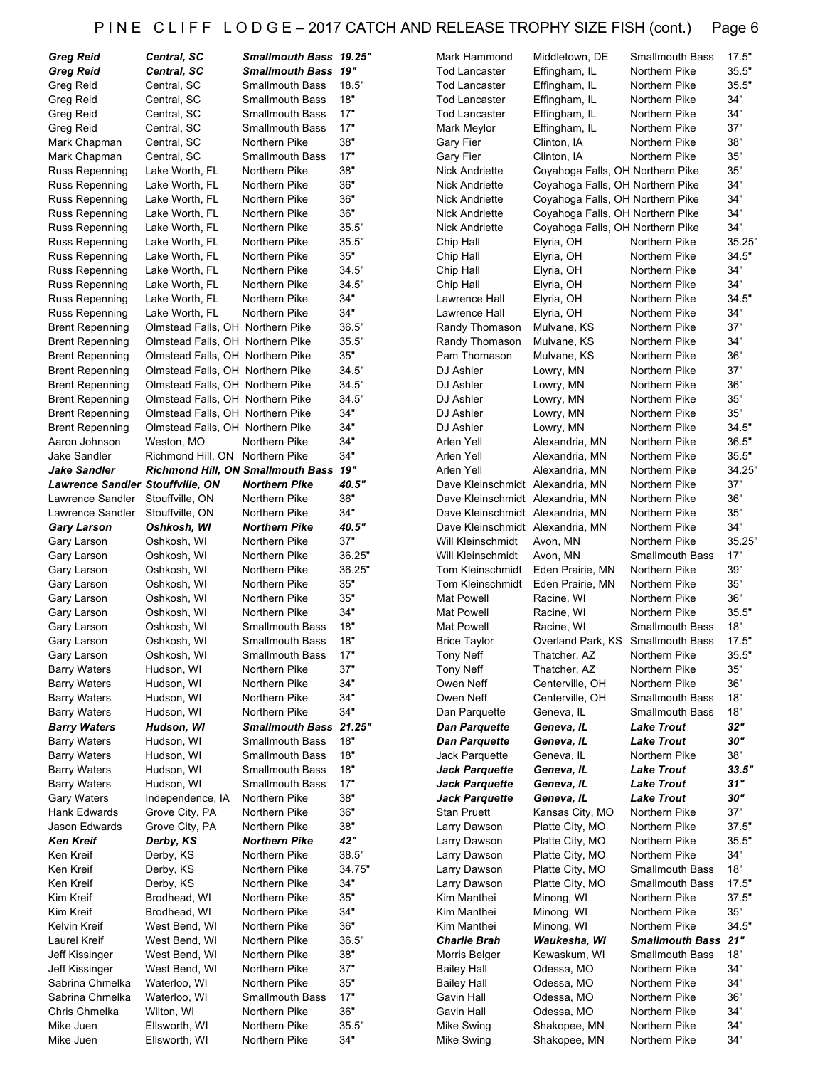# PINE CLIFF LODGE – 2017 CATCH AND RELEASE TROPHY SIZE FISH (cont.)

| | | | |
|---|---|---|---|
| ***Greg Reid*** | ***Central, SC*** | ***Smallmouth Bass*** | ***19.25"*** |
| ***Greg Reid*** | ***Central, SC*** | ***Smallmouth Bass*** | ***19"*** |
| Greg Reid | Central, SC | Smallmouth Bass | 18.5" |
| Greg Reid | Central, SC | Smallmouth Bass | 18" |
| Greg Reid | Central, SC | Smallmouth Bass | 17" |
| Greg Reid | Central, SC | Smallmouth Bass | 17" |
| Mark Chapman | Central, SC | Northern Pike | 38" |
| Mark Chapman | Central, SC | Smallmouth Bass | 17" |
| Russ Repenning | Lake Worth, FL | Northern Pike | 38" |
| Russ Repenning | Lake Worth, FL | Northern Pike | 36" |
| Russ Repenning | Lake Worth, FL | Northern Pike | 36" |
| Russ Repenning | Lake Worth, FL | Northern Pike | 36" |
| Russ Repenning | Lake Worth, FL | Northern Pike | 35.5" |
| Russ Repenning | Lake Worth, FL | Northern Pike | 35.5" |
| Russ Repenning | Lake Worth, FL | Northern Pike | 35" |
| Russ Repenning | Lake Worth, FL | Northern Pike | 34.5" |
| Russ Repenning | Lake Worth, FL | Northern Pike | 34.5" |
| Russ Repenning | Lake Worth, FL | Northern Pike | 34" |
| Russ Repenning | Lake Worth, FL | Northern Pike | 34" |
| Brent Repenning | Olmstead Falls, OH | Northern Pike | 36.5" |
| Brent Repenning | Olmstead Falls, OH | Northern Pike | 35.5" |
| Brent Repenning | Olmstead Falls, OH | Northern Pike | 35" |
| Brent Repenning | Olmstead Falls, OH | Northern Pike | 34.5" |
| Brent Repenning | Olmstead Falls, OH | Northern Pike | 34.5" |
| Brent Repenning | Olmstead Falls, OH | Northern Pike | 34.5" |
| Brent Repenning | Olmstead Falls, OH | Northern Pike | 34" |
| Brent Repenning | Olmstead Falls, OH | Northern Pike | 34" |
| Aaron Johnson | Weston, MO | Northern Pike | 34" |
| Jake Sandler | Richmond Hill, ON | Northern Pike | 34" |
| ***Jake Sandler*** | ***Richmond Hill, ON*** | ***Smallmouth Bass*** | ***19"*** |
| ***Lawrence Sandler*** | ***Stouffville, ON*** | ***Northern Pike*** | ***40.5"*** |
| Lawrence Sandler | Stouffville, ON | Northern Pike | 36" |
| Lawrence Sandler | Stouffville, ON | Northern Pike | 34" |
| ***Gary Larson*** | ***Oshkosh, WI*** | ***Northern Pike*** | ***40.5"*** |
| Gary Larson | Oshkosh, WI | Northern Pike | 37" |
| Gary Larson | Oshkosh, WI | Northern Pike | 36.25" |
| Gary Larson | Oshkosh, WI | Northern Pike | 36.25" |
| Gary Larson | Oshkosh, WI | Northern Pike | 35" |
| Gary Larson | Oshkosh, WI | Northern Pike | 35" |
| Gary Larson | Oshkosh, WI | Northern Pike | 34" |
| Gary Larson | Oshkosh, WI | Smallmouth Bass | 18" |
| Gary Larson | Oshkosh, WI | Smallmouth Bass | 18" |
| Gary Larson | Oshkosh, WI | Smallmouth Bass | 17" |
| Barry Waters | Hudson, WI | Northern Pike | 37" |
| Barry Waters | Hudson, WI | Northern Pike | 34" |
| Barry Waters | Hudson, WI | Northern Pike | 34" |
| Barry Waters | Hudson, WI | Northern Pike | 34" |
| ***Barry Waters*** | ***Hudson, WI*** | ***Smallmouth Bass*** | ***21.25"*** |
| Barry Waters | Hudson, WI | Smallmouth Bass | 18" |
| Barry Waters | Hudson, WI | Smallmouth Bass | 18" |
| Barry Waters | Hudson, WI | Smallmouth Bass | 18" |
| Barry Waters | Hudson, WI | Smallmouth Bass | 17" |
| Gary Waters | Independence, IA | Northern Pike | 38" |
| Hank Edwards | Grove City, PA | Northern Pike | 36" |
| Jason Edwards | Grove City, PA | Northern Pike | 38" |
| ***Ken Kreif*** | ***Derby, KS*** | ***Northern Pike*** | ***42"*** |
| Ken Kreif | Derby, KS | Northern Pike | 38.5" |
| Ken Kreif | Derby, KS | Northern Pike | 34.75" |
| Ken Kreif | Derby, KS | Northern Pike | 34" |
| Kim Kreif | Brodhead, WI | Northern Pike | 35" |
| Kim Kreif | Brodhead, WI | Northern Pike | 34" |
| Kelvin Kreif | West Bend, WI | Northern Pike | 36" |
| Laurel Kreif | West Bend, WI | Northern Pike | 36.5" |
| Jeff Kissinger | West Bend, WI | Northern Pike | 38" |
| Jeff Kissinger | West Bend, WI | Northern Pike | 37" |
| Sabrina Chmelka | Waterloo, WI | Northern Pike | 35" |
| Sabrina Chmelka | Waterloo, WI | Smallmouth Bass | 17" |
| Chris Chmelka | Wilton, WI | Northern Pike | 36" |
| Mike Juen | Ellsworth, WI | Northern Pike | 35.5" |
| Mike Juen | Ellsworth, WI | Northern Pike | 34" |
| Mark Hammond | Middletown, DE | Smallmouth Bass | 17.5" |
| Tod Lancaster | Effingham, IL | Northern Pike | 35.5" |
| Tod Lancaster | Effingham, IL | Northern Pike | 35.5" |
| Tod Lancaster | Effingham, IL | Northern Pike | 34" |
| Tod Lancaster | Effingham, IL | Northern Pike | 34" |
| Mark Meylor | Effingham, IL | Northern Pike | 37" |
| Gary Fier | Clinton, IA | Northern Pike | 38" |
| Gary Fier | Clinton, IA | Northern Pike | 35" |
| Nick Andriette | Coyahoga Falls, OH | Northern Pike | 35" |
| Nick Andriette | Coyahoga Falls, OH | Northern Pike | 34" |
| Nick Andriette | Coyahoga Falls, OH | Northern Pike | 34" |
| Nick Andriette | Coyahoga Falls, OH | Northern Pike | 34" |
| Nick Andriette | Coyahoga Falls, OH | Northern Pike | 34" |
| Chip Hall | Elyria, OH | Northern Pike | 35.25" |
| Chip Hall | Elyria, OH | Northern Pike | 34.5" |
| Chip Hall | Elyria, OH | Northern Pike | 34" |
| Chip Hall | Elyria, OH | Northern Pike | 34" |
| Lawrence Hall | Elyria, OH | Northern Pike | 34.5" |
| Lawrence Hall | Elyria, OH | Northern Pike | 34" |
| Randy Thomason | Mulvane, KS | Northern Pike | 37" |
| Randy Thomason | Mulvane, KS | Northern Pike | 34" |
| Pam Thomason | Mulvane, KS | Northern Pike | 36" |
| DJ Ashler | Lowry, MN | Northern Pike | 37" |
| DJ Ashler | Lowry, MN | Northern Pike | 36" |
| DJ Ashler | Lowry, MN | Northern Pike | 35" |
| DJ Ashler | Lowry, MN | Northern Pike | 35" |
| DJ Ashler | Lowry, MN | Northern Pike | 34.5" |
| Arlen Yell | Alexandria, MN | Northern Pike | 36.5" |
| Arlen Yell | Alexandria, MN | Northern Pike | 35.5" |
| Arlen Yell | Alexandria, MN | Northern Pike | 34.25" |
| Dave Kleinschmidt | Alexandria, MN | Northern Pike | 37" |
| Dave Kleinschmidt | Alexandria, MN | Northern Pike | 36" |
| Dave Kleinschmidt | Alexandria, MN | Northern Pike | 35" |
| Dave Kleinschmidt | Alexandria, MN | Northern Pike | 34" |
| Will Kleinschmidt | Avon, MN | Northern Pike | 35.25" |
| Will Kleinschmidt | Avon, MN | Smallmouth Bass | 17" |
| Tom Kleinschmidt | Eden Prairie, MN | Northern Pike | 39" |
| Tom Kleinschmidt | Eden Prairie, MN | Northern Pike | 35" |
| Mat Powell | Racine, WI | Northern Pike | 36" |
| Mat Powell | Racine, WI | Northern Pike | 35.5" |
| Mat Powell | Racine, WI | Smallmouth Bass | 18" |
| Brice Taylor | Overland Park, KS | Smallmouth Bass | 17.5" |
| Tony Neff | Thatcher, AZ | Northern Pike | 35.5" |
| Tony Neff | Thatcher, AZ | Northern Pike | 35" |
| Owen Neff | Centerville, OH | Northern Pike | 36" |
| Owen Neff | Centerville, OH | Smallmouth Bass | 18" |
| Dan Parquette | Geneva, IL | Smallmouth Bass | 18" |
| ***Dan Parquette*** | ***Geneva, IL*** | ***Lake Trout*** | ***32"*** |
| ***Dan Parquette*** | ***Geneva, IL*** | ***Lake Trout*** | ***30"*** |
| Jack Parquette | Geneva, IL | Northern Pike | 38" |
| ***Jack Parquette*** | ***Geneva, IL*** | ***Lake Trout*** | ***33.5"*** |
| ***Jack Parquette*** | ***Geneva, IL*** | ***Lake Trout*** | ***31"*** |
| ***Jack Parquette*** | ***Geneva, IL*** | ***Lake Trout*** | ***30"*** |
| Stan Pruett | Kansas City, MO | Northern Pike | 37" |
| Larry Dawson | Platte City, MO | Northern Pike | 37.5" |
| Larry Dawson | Platte City, MO | Northern Pike | 35.5" |
| Larry Dawson | Platte City, MO | Northern Pike | 34" |
| Larry Dawson | Platte City, MO | Smallmouth Bass | 18" |
| Larry Dawson | Platte City, MO | Smallmouth Bass | 17.5" |
| Kim Manthei | Minong, WI | Northern Pike | 37.5" |
| Kim Manthei | Minong, WI | Northern Pike | 35" |
| Kim Manthei | Minong, WI | Northern Pike | 34.5" |
| ***Charlie Brah*** | ***Waukesha, WI*** | ***Smallmouth Bass*** | ***21"*** |
| Morris Belger | Kewaskum, WI | Smallmouth Bass | 18" |
| Bailey Hall | Odessa, MO | Northern Pike | 34" |
| Bailey Hall | Odessa, MO | Northern Pike | 34" |
| Gavin Hall | Odessa, MO | Northern Pike | 36" |
| Gavin Hall | Odessa, MO | Northern Pike | 34" |
| Mike Swing | Shakopee, MN | Northern Pike | 34" |
| Mike Swing | Shakopee, MN | Northern Pike | 34" |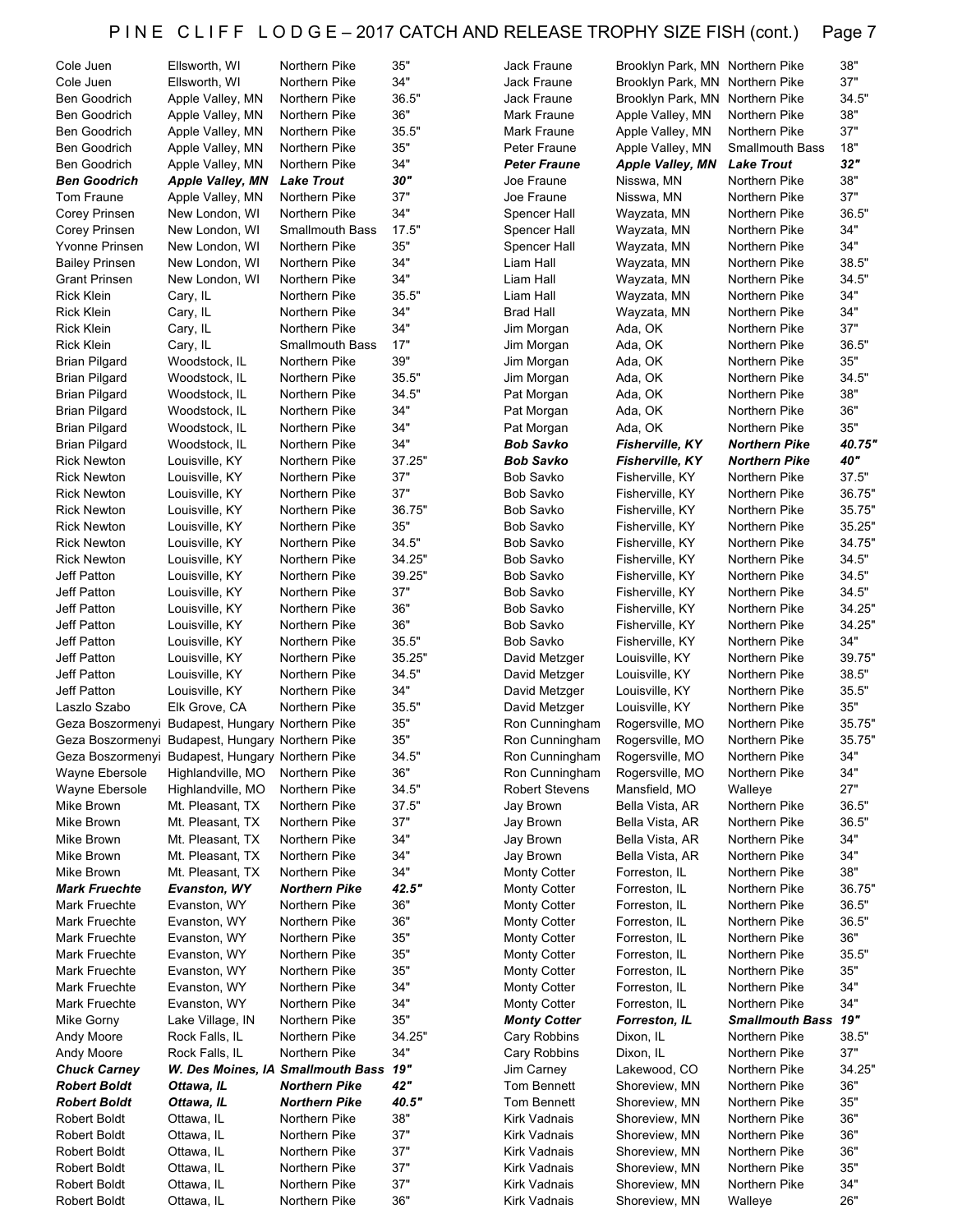# PINE CLIFF LODGE – 2017 CATCH AND RELEASE TROPHY SIZE FISH (cont.)

| | | | |
|---|---|---|---|
| Cole Juen | Ellsworth, WI | Northern Pike | 35" |
| Cole Juen | Ellsworth, WI | Northern Pike | 34" |
| Ben Goodrich | Apple Valley, MN | Northern Pike | 36.5" |
| Ben Goodrich | Apple Valley, MN | Northern Pike | 36" |
| Ben Goodrich | Apple Valley, MN | Northern Pike | 35.5" |
| Ben Goodrich | Apple Valley, MN | Northern Pike | 35" |
| Ben Goodrich | Apple Valley, MN | Northern Pike | 34" |
| ***Ben Goodrich*** | ***Apple Valley, MN*** | ***Lake Trout*** | ***30"*** |
| Tom Fraune | Apple Valley, MN | Northern Pike | 37" |
| Corey Prinsen | New London, WI | Northern Pike | 34" |
| Corey Prinsen | New London, WI | Smallmouth Bass | 17.5" |
| Yvonne Prinsen | New London, WI | Northern Pike | 35" |
| Bailey Prinsen | New London, WI | Northern Pike | 34" |
| Grant Prinsen | New London, WI | Northern Pike | 34" |
| Rick Klein | Cary, IL | Northern Pike | 35.5" |
| Rick Klein | Cary, IL | Northern Pike | 34" |
| Rick Klein | Cary, IL | Northern Pike | 34" |
| Rick Klein | Cary, IL | Smallmouth Bass | 17" |
| Brian Pilgard | Woodstock, IL | Northern Pike | 39" |
| Brian Pilgard | Woodstock, IL | Northern Pike | 35.5" |
| Brian Pilgard | Woodstock, IL | Northern Pike | 34.5" |
| Brian Pilgard | Woodstock, IL | Northern Pike | 34" |
| Brian Pilgard | Woodstock, IL | Northern Pike | 34" |
| Brian Pilgard | Woodstock, IL | Northern Pike | 34" |
| Rick Newton | Louisville, KY | Northern Pike | 37.25" |
| Rick Newton | Louisville, KY | Northern Pike | 37" |
| Rick Newton | Louisville, KY | Northern Pike | 37" |
| Rick Newton | Louisville, KY | Northern Pike | 36.75" |
| Rick Newton | Louisville, KY | Northern Pike | 35" |
| Rick Newton | Louisville, KY | Northern Pike | 34.5" |
| Rick Newton | Louisville, KY | Northern Pike | 34.25" |
| Jeff Patton | Louisville, KY | Northern Pike | 39.25" |
| Jeff Patton | Louisville, KY | Northern Pike | 37" |
| Jeff Patton | Louisville, KY | Northern Pike | 36" |
| Jeff Patton | Louisville, KY | Northern Pike | 36" |
| Jeff Patton | Louisville, KY | Northern Pike | 35.5" |
| Jeff Patton | Louisville, KY | Northern Pike | 35.25" |
| Jeff Patton | Louisville, KY | Northern Pike | 34.5" |
| Jeff Patton | Louisville, KY | Northern Pike | 34" |
| Laszlo Szabo | Elk Grove, CA | Northern Pike | 35.5" |
| Geza Boszormenyi | Budapest, Hungary | Northern Pike | 35" |
| Geza Boszormenyi | Budapest, Hungary | Northern Pike | 35" |
| Geza Boszormenyi | Budapest, Hungary | Northern Pike | 34.5" |
| Wayne Ebersole | Highlandville, MO | Northern Pike | 36" |
| Wayne Ebersole | Highlandville, MO | Northern Pike | 34.5" |
| Mike Brown | Mt. Pleasant, TX | Northern Pike | 37.5" |
| Mike Brown | Mt. Pleasant, TX | Northern Pike | 37" |
| Mike Brown | Mt. Pleasant, TX | Northern Pike | 34" |
| Mike Brown | Mt. Pleasant, TX | Northern Pike | 34" |
| Mike Brown | Mt. Pleasant, TX | Northern Pike | 34" |
| ***Mark Fruechte*** | ***Evanston, WY*** | ***Northern Pike*** | ***42.5"*** |
| Mark Fruechte | Evanston, WY | Northern Pike | 36" |
| Mark Fruechte | Evanston, WY | Northern Pike | 36" |
| Mark Fruechte | Evanston, WY | Northern Pike | 35" |
| Mark Fruechte | Evanston, WY | Northern Pike | 35" |
| Mark Fruechte | Evanston, WY | Northern Pike | 35" |
| Mark Fruechte | Evanston, WY | Northern Pike | 34" |
| Mark Fruechte | Evanston, WY | Northern Pike | 34" |
| Mike Gorny | Lake Village, IN | Northern Pike | 35" |
| Andy Moore | Rock Falls, IL | Northern Pike | 34.25" |
| Andy Moore | Rock Falls, IL | Northern Pike | 34" |
| ***Chuck Carney*** | ***W. Des Moines, IA*** | ***Smallmouth Bass*** | ***19"*** |
| ***Robert Boldt*** | ***Ottawa, IL*** | ***Northern Pike*** | ***42"*** |
| ***Robert Boldt*** | ***Ottawa, IL*** | ***Northern Pike*** | ***40.5"*** |
| Robert Boldt | Ottawa, IL | Northern Pike | 38" |
| Robert Boldt | Ottawa, IL | Northern Pike | 37" |
| Robert Boldt | Ottawa, IL | Northern Pike | 37" |
| Robert Boldt | Ottawa, IL | Northern Pike | 37" |
| Robert Boldt | Ottawa, IL | Northern Pike | 37" |
| Robert Boldt | Ottawa, IL | Northern Pike | 36" |
| Jack Fraune | Brooklyn Park, MN | Northern Pike | 38" |
| Jack Fraune | Brooklyn Park, MN | Northern Pike | 37" |
| Jack Fraune | Brooklyn Park, MN | Northern Pike | 34.5" |
| Mark Fraune | Apple Valley, MN | Northern Pike | 38" |
| Mark Fraune | Apple Valley, MN | Northern Pike | 37" |
| Peter Fraune | Apple Valley, MN | Smallmouth Bass | 18" |
| ***Peter Fraune*** | ***Apple Valley, MN*** | ***Lake Trout*** | ***32"*** |
| Joe Fraune | Nisswa, MN | Northern Pike | 38" |
| Joe Fraune | Nisswa, MN | Northern Pike | 37" |
| Spencer Hall | Wayzata, MN | Northern Pike | 36.5" |
| Spencer Hall | Wayzata, MN | Northern Pike | 34" |
| Spencer Hall | Wayzata, MN | Northern Pike | 34" |
| Liam Hall | Wayzata, MN | Northern Pike | 38.5" |
| Liam Hall | Wayzata, MN | Northern Pike | 34.5" |
| Liam Hall | Wayzata, MN | Northern Pike | 34" |
| Brad Hall | Wayzata, MN | Northern Pike | 34" |
| Jim Morgan | Ada, OK | Northern Pike | 37" |
| Jim Morgan | Ada, OK | Northern Pike | 36.5" |
| Jim Morgan | Ada, OK | Northern Pike | 35" |
| Jim Morgan | Ada, OK | Northern Pike | 34.5" |
| Pat Morgan | Ada, OK | Northern Pike | 38" |
| Pat Morgan | Ada, OK | Northern Pike | 36" |
| Pat Morgan | Ada, OK | Northern Pike | 35" |
| ***Bob Savko*** | ***Fisherville, KY*** | ***Northern Pike*** | ***40.75"*** |
| ***Bob Savko*** | ***Fisherville, KY*** | ***Northern Pike*** | ***40"*** |
| Bob Savko | Fisherville, KY | Northern Pike | 37.5" |
| Bob Savko | Fisherville, KY | Northern Pike | 36.75" |
| Bob Savko | Fisherville, KY | Northern Pike | 35.75" |
| Bob Savko | Fisherville, KY | Northern Pike | 35.25" |
| Bob Savko | Fisherville, KY | Northern Pike | 34.75" |
| Bob Savko | Fisherville, KY | Northern Pike | 34.5" |
| Bob Savko | Fisherville, KY | Northern Pike | 34.5" |
| Bob Savko | Fisherville, KY | Northern Pike | 34.5" |
| Bob Savko | Fisherville, KY | Northern Pike | 34.25" |
| Bob Savko | Fisherville, KY | Northern Pike | 34.25" |
| Bob Savko | Fisherville, KY | Northern Pike | 34" |
| David Metzger | Louisville, KY | Northern Pike | 39.75" |
| David Metzger | Louisville, KY | Northern Pike | 38.5" |
| David Metzger | Louisville, KY | Northern Pike | 35.5" |
| David Metzger | Louisville, KY | Northern Pike | 35" |
| Ron Cunningham | Rogersville, MO | Northern Pike | 35.75" |
| Ron Cunningham | Rogersville, MO | Northern Pike | 35.75" |
| Ron Cunningham | Rogersville, MO | Northern Pike | 34" |
| Ron Cunningham | Rogersville, MO | Northern Pike | 34" |
| Robert Stevens | Mansfield, MO | Walleye | 27" |
| Jay Brown | Bella Vista, AR | Northern Pike | 36.5" |
| Jay Brown | Bella Vista, AR | Northern Pike | 36.5" |
| Jay Brown | Bella Vista, AR | Northern Pike | 34" |
| Jay Brown | Bella Vista, AR | Northern Pike | 34" |
| Monty Cotter | Forreston, IL | Northern Pike | 38" |
| Monty Cotter | Forreston, IL | Northern Pike | 36.75" |
| Monty Cotter | Forreston, IL | Northern Pike | 36.5" |
| Monty Cotter | Forreston, IL | Northern Pike | 36.5" |
| Monty Cotter | Forreston, IL | Northern Pike | 36" |
| Monty Cotter | Forreston, IL | Northern Pike | 35.5" |
| Monty Cotter | Forreston, IL | Northern Pike | 35" |
| Monty Cotter | Forreston, IL | Northern Pike | 34" |
| Monty Cotter | Forreston, IL | Northern Pike | 34" |
| ***Monty Cotter*** | ***Forreston, IL*** | ***Smallmouth Bass*** | ***19"*** |
| Cary Robbins | Dixon, IL | Northern Pike | 38.5" |
| Cary Robbins | Dixon, IL | Northern Pike | 37" |
| Jim Carney | Lakewood, CO | Northern Pike | 34.25" |
| Tom Bennett | Shoreview, MN | Northern Pike | 36" |
| Tom Bennett | Shoreview, MN | Northern Pike | 35" |
| Kirk Vadnais | Shoreview, MN | Northern Pike | 36" |
| Kirk Vadnais | Shoreview, MN | Northern Pike | 36" |
| Kirk Vadnais | Shoreview, MN | Northern Pike | 36" |
| Kirk Vadnais | Shoreview, MN | Northern Pike | 35" |
| Kirk Vadnais | Shoreview, MN | Northern Pike | 34" |
| Kirk Vadnais | Shoreview, MN | Walleye | 26" |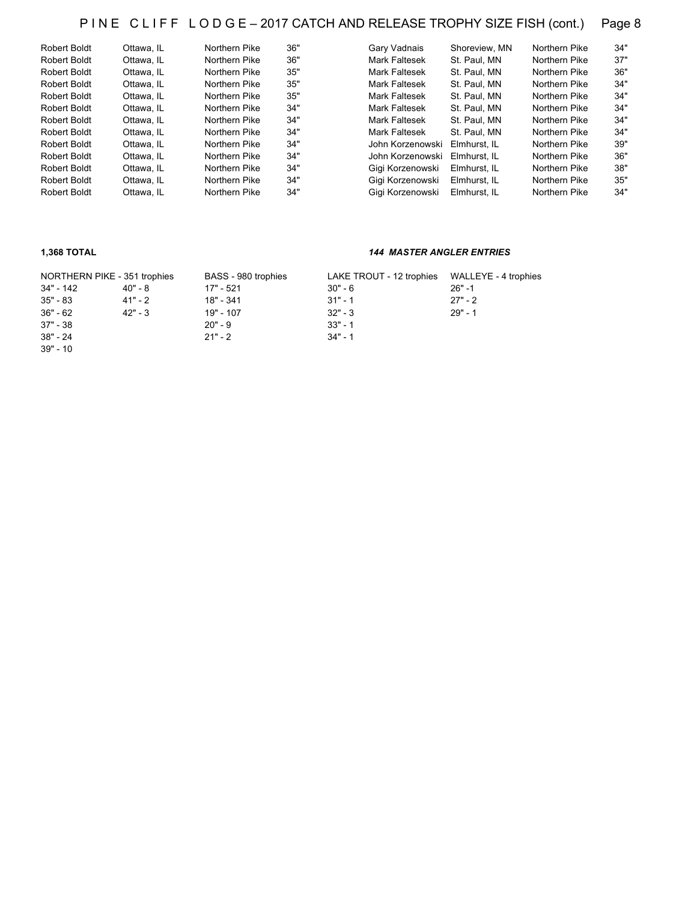# PINE CLIFF LODGE – 2017 CATCH AND RELEASE TROPHY SIZE FISH (cont.)

| | | | |
|---|---|---|---|
| Robert Boldt | Ottawa, IL | Northern Pike | 36" |
| Robert Boldt | Ottawa, IL | Northern Pike | 36" |
| Robert Boldt | Ottawa, IL | Northern Pike | 35" |
| Robert Boldt | Ottawa, IL | Northern Pike | 35" |
| Robert Boldt | Ottawa, IL | Northern Pike | 35" |
| Robert Boldt | Ottawa, IL | Northern Pike | 34" |
| Robert Boldt | Ottawa, IL | Northern Pike | 34" |
| Robert Boldt | Ottawa, IL | Northern Pike | 34" |
| Robert Boldt | Ottawa, IL | Northern Pike | 34" |
| Robert Boldt | Ottawa, IL | Northern Pike | 34" |
| Robert Boldt | Ottawa, IL | Northern Pike | 34" |
| Robert Boldt | Ottawa, IL | Northern Pike | 34" |
| Robert Boldt | Ottawa, IL | Northern Pike | 34" |
| Gary Vadnais | Shoreview, MN | Northern Pike | 34" |
| Mark Faltesek | St. Paul, MN | Northern Pike | 37" |
| Mark Faltesek | St. Paul, MN | Northern Pike | 36" |
| Mark Faltesek | St. Paul, MN | Northern Pike | 34" |
| Mark Faltesek | St. Paul, MN | Northern Pike | 34" |
| Mark Faltesek | St. Paul, MN | Northern Pike | 34" |
| Mark Faltesek | St. Paul, MN | Northern Pike | 34" |
| Mark Faltesek | St. Paul, MN | Northern Pike | 34" |
| John Korzenowski | Elmhurst, IL | Northern Pike | 39" |
| John Korzenowski | Elmhurst, IL | Northern Pike | 36" |
| Gigi Korzenowski | Elmhurst, IL | Northern Pike | 38" |
| Gigi Korzenowski | Elmhurst, IL | Northern Pike | 35" |
| Gigi Korzenowski | Elmhurst, IL | Northern Pike | 34" |

**1,368 TOTAL**

***144 MASTER ANGLER ENTRIES***

| NORTHERN PIKE - 351 trophies | | BASS - 980 trophies | LAKE TROUT - 12 trophies | WALLEYE - 4 trophies |
|---|---|---|---|---|
| 34" - 142 | 40" - 8 | 17" - 521 | 30" - 6 | 26" -1 |
| 35" - 83 | 41" - 2 | 18" - 341 | 31" - 1 | 27" - 2 |
| 36" - 62 | 42" - 3 | 19" - 107 | 32" - 3 | 29" - 1 |
| 37" - 38 | | 20" - 9 | 33" - 1 | |
| 38" - 24 | | 21" - 2 | 34" - 1 | |
| 39" - 10 | | | | |